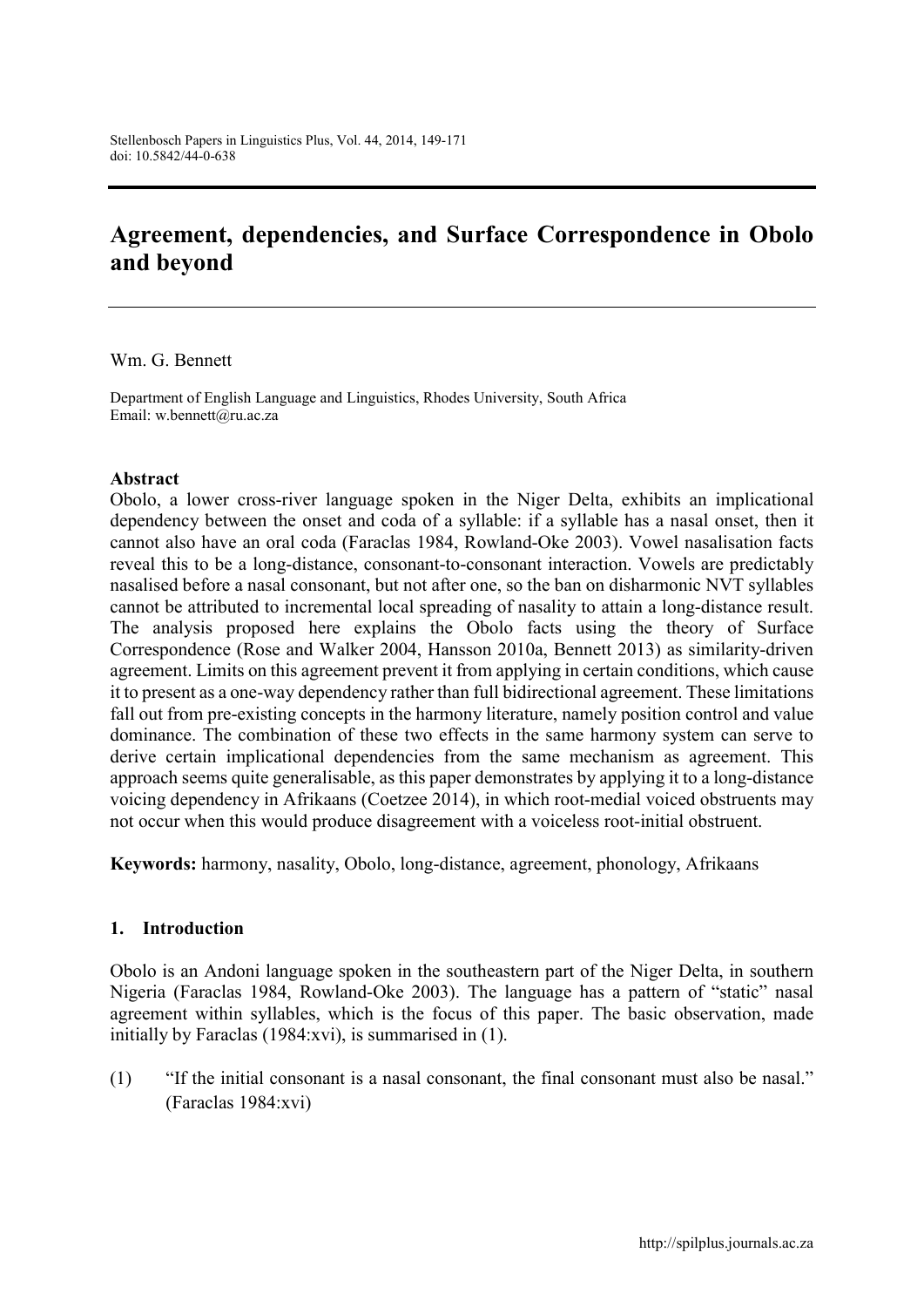# Agreement, dependencies, and Surface Correspondence in Obolo and beyond

Wm. G. Bennett

Department of English Language and Linguistics, Rhodes University, South Africa
Email: w.bennett@ru.ac.za

**Abstract**

Obolo, a lower cross-river language spoken in the Niger Delta, exhibits an implicational dependency between the onset and coda of a syllable: if a syllable has a nasal onset, then it cannot also have an oral coda (Faraclas 1984, Rowland-Oke 2003). Vowel nasalisation facts reveal this to be a long-distance, consonant-to-consonant interaction. Vowels are predictably nasalised before a nasal consonant, but not after one, so the ban on disharmonic NVT syllables cannot be attributed to incremental local spreading of nasality to attain a long-distance result. The analysis proposed here explains the Obolo facts using the theory of Surface Correspondence (Rose and Walker 2004, Hansson 2010a, Bennett 2013) as similarity-driven agreement. Limits on this agreement prevent it from applying in certain conditions, which cause it to present as a one-way dependency rather than full bidirectional agreement. These limitations fall out from pre-existing concepts in the harmony literature, namely position control and value dominance. The combination of these two effects in the same harmony system can serve to derive certain implicational dependencies from the same mechanism as agreement. This approach seems quite generalisable, as this paper demonstrates by applying it to a long-distance voicing dependency in Afrikaans (Coetzee 2014), in which root-medial voiced obstruents may not occur when this would produce disagreement with a voiceless root-initial obstruent.

**Keywords:** harmony, nasality, Obolo, long-distance, agreement, phonology, Afrikaans

## 1. Introduction

Obolo is an Andoni language spoken in the southeastern part of the Niger Delta, in southern Nigeria (Faraclas 1984, Rowland-Oke 2003). The language has a pattern of "static" nasal agreement within syllables, which is the focus of this paper. The basic observation, made initially by Faraclas (1984:xvi), is summarised in (1).

(1) "If the initial consonant is a nasal consonant, the final consonant must also be nasal." (Faraclas 1984:xvi)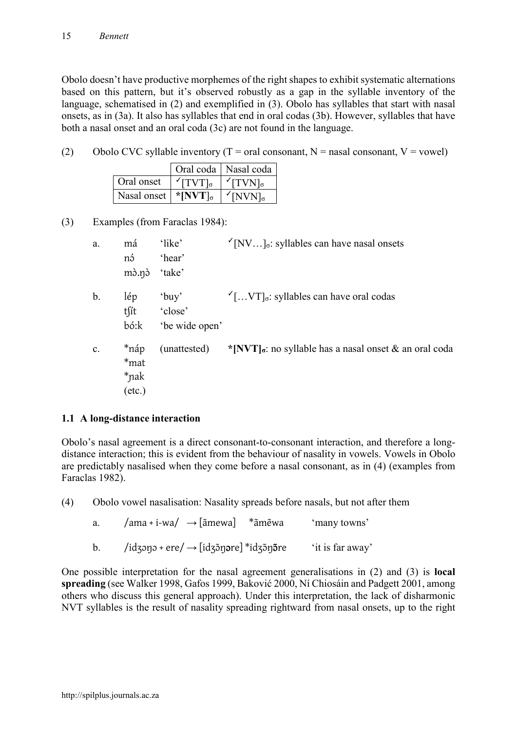Obolo doesn't have productive morphemes of the right shapes to exhibit systematic alternations based on this pattern, but it's observed robustly as a gap in the syllable inventory of the language, schematised in (2) and exemplified in (3). Obolo has syllables that start with nasal onsets, as in (3a). It also has syllables that end in oral codas (3b). However, syllables that have both a nasal onset and an oral coda (3c) are not found in the language.

(2) Obolo CVC syllable inventory (T = oral consonant, N = nasal consonant, V = vowel)

| | Oral coda | Nasal coda |
|---|---|---|
| Oral onset | ✓[TVT]$_σ$ | ✓[TVN]$_σ$ |
| Nasal onset | **\*[NVT]$_σ$** | ✓[NVN]$_σ$ |

(3) Examples (from Faraclas 1984):

a.
má 'like'
nɔ́ 'hear'
mɔ̀.ŋɔ̀ 'take'
✓[NV…]$_σ$: syllables can have nasal onsets

b.
lép 'buy'
tʃít 'close'
bó:k 'be wide open'
✓[…VT]$_σ$: syllables can have oral codas

c.
*náp (unattested)
*mat
*ɲak
(etc.)
**\*[NVT]$_σ$**: no syllable has a nasal onset & an oral coda

### 1.1 A long-distance interaction

Obolo's nasal agreement is a direct consonant-to-consonant interaction, and therefore a long-distance interaction; this is evident from the behaviour of nasality in vowels. Vowels in Obolo are predictably nasalised when they come before a nasal consonant, as in (4) (examples from Faraclas 1982).

(4) Obolo vowel nasalisation: Nasality spreads before nasals, but not after them

a. /ama + i-wa/ → [ãmewa] *ãmẽwa 'many towns'

b. /idʒɔŋɔ + ere/ → [idʒɔ̃ŋɔre] *idʒɔ̃ŋɔ̃re 'it is far away'

One possible interpretation for the nasal agreement generalisations in (2) and (3) is **local spreading** (see Walker 1998, Gafos 1999, Baković 2000, Ní Chiosáin and Padgett 2001, among others who discuss this general approach). Under this interpretation, the lack of disharmonic NVT syllables is the result of nasality spreading rightward from nasal onsets, up to the right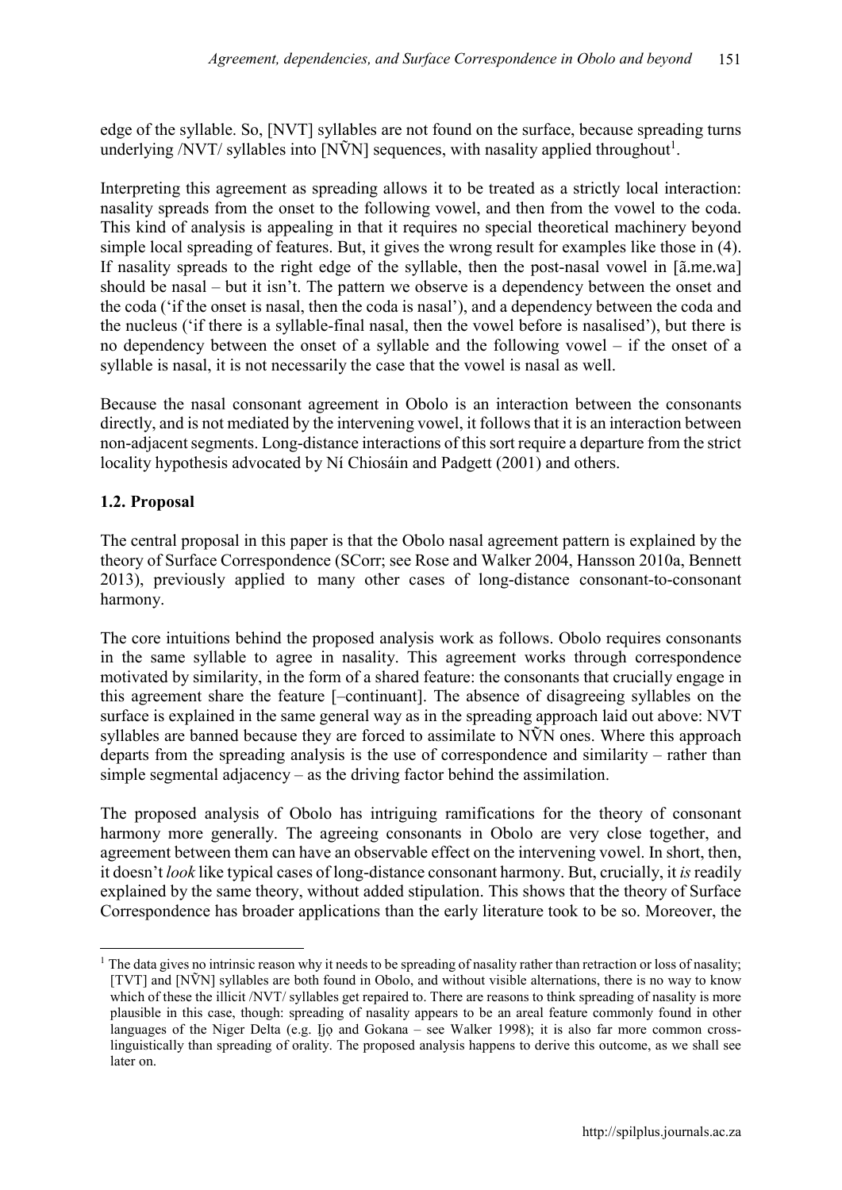edge of the syllable. So, [NVT] syllables are not found on the surface, because spreading turns underlying /NVT/ syllables into [NṼN] sequences, with nasality applied throughout[1].

Interpreting this agreement as spreading allows it to be treated as a strictly local interaction: nasality spreads from the onset to the following vowel, and then from the vowel to the coda. This kind of analysis is appealing in that it requires no special theoretical machinery beyond simple local spreading of features. But, it gives the wrong result for examples like those in (4). If nasality spreads to the right edge of the syllable, then the post-nasal vowel in [ã.me.wa] should be nasal – but it isn't. The pattern we observe is a dependency between the onset and the coda ('if the onset is nasal, then the coda is nasal'), and a dependency between the coda and the nucleus ('if there is a syllable-final nasal, then the vowel before is nasalised'), but there is no dependency between the onset of a syllable and the following vowel – if the onset of a syllable is nasal, it is not necessarily the case that the vowel is nasal as well.

Because the nasal consonant agreement in Obolo is an interaction between the consonants directly, and is not mediated by the intervening vowel, it follows that it is an interaction between non-adjacent segments. Long-distance interactions of this sort require a departure from the strict locality hypothesis advocated by Ní Chiosáin and Padgett (2001) and others.

### 1.2. Proposal

The central proposal in this paper is that the Obolo nasal agreement pattern is explained by the theory of Surface Correspondence (SCorr; see Rose and Walker 2004, Hansson 2010a, Bennett 2013), previously applied to many other cases of long-distance consonant-to-consonant harmony.

The core intuitions behind the proposed analysis work as follows. Obolo requires consonants in the same syllable to agree in nasality. This agreement works through correspondence motivated by similarity, in the form of a shared feature: the consonants that crucially engage in this agreement share the feature [–continuant]. The absence of disagreeing syllables on the surface is explained in the same general way as in the spreading approach laid out above: NVT syllables are banned because they are forced to assimilate to NṼN ones. Where this approach departs from the spreading analysis is the use of correspondence and similarity – rather than simple segmental adjacency – as the driving factor behind the assimilation.

The proposed analysis of Obolo has intriguing ramifications for the theory of consonant harmony more generally. The agreeing consonants in Obolo are very close together, and agreement between them can have an observable effect on the intervening vowel. In short, then, it doesn't *look* like typical cases of long-distance consonant harmony. But, crucially, it *is* readily explained by the same theory, without added stipulation. This shows that the theory of Surface Correspondence has broader applications than the early literature took to be so. Moreover, the

---

[1] The data gives no intrinsic reason why it needs to be spreading of nasality rather than retraction or loss of nasality; [TVT] and [NṼN] syllables are both found in Obolo, and without visible alternations, there is no way to know which of these the illicit /NVT/ syllables get repaired to. There are reasons to think spreading of nasality is more plausible in this case, though: spreading of nasality appears to be an areal feature commonly found in other languages of the Niger Delta (e.g. Ịjọ and Gokana – see Walker 1998); it is also far more common cross-linguistically than spreading of orality. The proposed analysis happens to derive this outcome, as we shall see later on.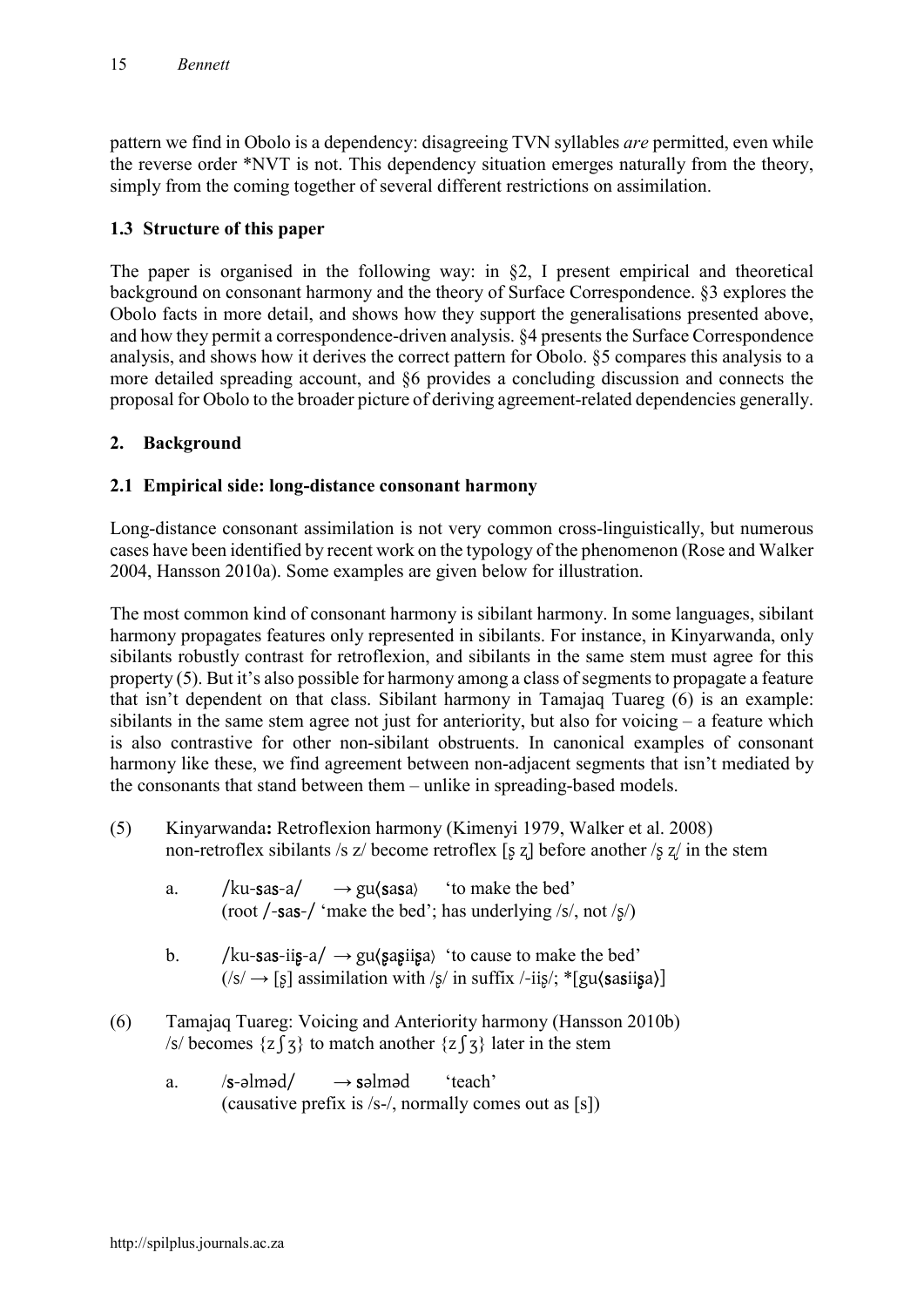pattern we find in Obolo is a dependency: disagreeing TVN syllables *are* permitted, even while the reverse order *NVT is not. This dependency situation emerges naturally from the theory, simply from the coming together of several different restrictions on assimilation.

### 1.3 Structure of this paper

The paper is organised in the following way: in §2, I present empirical and theoretical background on consonant harmony and the theory of Surface Correspondence. §3 explores the Obolo facts in more detail, and shows how they support the generalisations presented above, and how they permit a correspondence-driven analysis. §4 presents the Surface Correspondence analysis, and shows how it derives the correct pattern for Obolo. §5 compares this analysis to a more detailed spreading account, and §6 provides a concluding discussion and connects the proposal for Obolo to the broader picture of deriving agreement-related dependencies generally.

## 2. Background

### 2.1 Empirical side: long-distance consonant harmony

Long-distance consonant assimilation is not very common cross-linguistically, but numerous cases have been identified by recent work on the typology of the phenomenon (Rose and Walker 2004, Hansson 2010a). Some examples are given below for illustration.

The most common kind of consonant harmony is sibilant harmony. In some languages, sibilant harmony propagates features only represented in sibilants. For instance, in Kinyarwanda, only sibilants robustly contrast for retroflexion, and sibilants in the same stem must agree for this property (5). But it's also possible for harmony among a class of segments to propagate a feature that isn't dependent on that class. Sibilant harmony in Tamajaq Tuareg (6) is an example: sibilants in the same stem agree not just for anteriority, but also for voicing – a feature which is also contrastive for other non-sibilant obstruents. In canonical examples of consonant harmony like these, we find agreement between non-adjacent segments that isn't mediated by the consonants that stand between them – unlike in spreading-based models.

(5) Kinyarwanda**:** Retroflexion harmony (Kimenyi 1979, Walker et al. 2008)
non-retroflex sibilants /s z/ become retroflex [ʂ ʐ] before another /ʂ ʐ/ in the stem

a. /ku-**s**a**s**-a/ → gu⟨**s**a**s**a⟩ 'to make the bed'
(root /-**s**a**s**-/ 'make the bed'; has underlying /s/, not /ʂ/)

b. /ku-**s**a**s**-ii**ʂ**-a/ → gu⟨**ʂ**a**ʂ**ii**ʂ**a⟩ 'to cause to make the bed'
(/s/ → [ʂ] assimilation with /ʂ/ in suffix /-iiʂ/; *[gu⟨**s**a**s**ii**ʂ**a⟩]

(6) Tamajaq Tuareg: Voicing and Anteriority harmony (Hansson 2010b)
/s/ becomes {z ʃ ʒ} to match another {z ʃ ʒ} later in the stem

a. /**s**-əlməd/ → **s**əlməd 'teach'
(causative prefix is /s-/, normally comes out as [s])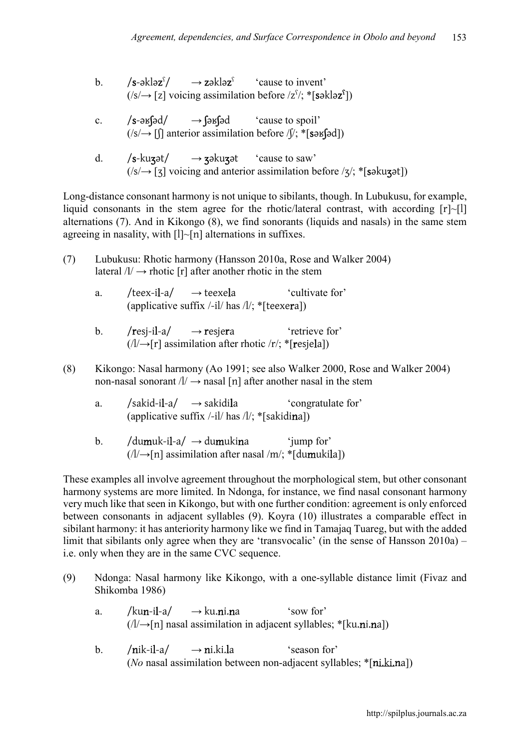b. /s-əkləzˤ/ → zəkləzˤ 'cause to invent'
(/s/→ [z] voicing assimilation before /zˤ/; *[səkləzˤ])

c. /s-əʁʃəd/ → ʃəʁʃəd 'cause to spoil'
(/s/→ [ʃ] anterior assimilation before /ʃ/; *[səʁʃəd])

d. /s-kuʒət/ → ʒəkuʒət 'cause to saw'
(/s/→ [ʒ] voicing and anterior assimilation before /ʒ/; *[səkuʒət])

Long-distance consonant harmony is not unique to sibilants, though. In Lubukusu, for example, liquid consonants in the stem agree for the rhotic/lateral contrast, with according [r]~[l] alternations (7). And in Kikongo (8), we find sonorants (liquids and nasals) in the same stem agreeing in nasality, with [l]~[n] alternations in suffixes.

(7) Lubukusu: Rhotic harmony (Hansson 2010a, Rose and Walker 2004)
lateral /l/ → rhotic [r] after another rhotic in the stem

a. /teex-il-a/ → teexela 'cultivate for'
(applicative suffix /-il/ has /l/; *[teexera])

b. /resj-il-a/ → resjera 'retrieve for'
(/l/→[r] assimilation after rhotic /r/; *[resjela])

(8) Kikongo: Nasal harmony (Ao 1991; see also Walker 2000, Rose and Walker 2004)
non-nasal sonorant /l/ → nasal [n] after another nasal in the stem

a. /sakid-il-a/ → sakidila 'congratulate for'
(applicative suffix /-il/ has /l/; *[sakidina])

b. /dumuk-il-a/ → dumukina 'jump for'
(/l/→[n] assimilation after nasal /m/; *[dumukila])

These examples all involve agreement throughout the morphological stem, but other consonant harmony systems are more limited. In Ndonga, for instance, we find nasal consonant harmony very much like that seen in Kikongo, but with one further condition: agreement is only enforced between consonants in adjacent syllables (9). Koyra (10) illustrates a comparable effect in sibilant harmony: it has anteriority harmony like we find in Tamajaq Tuareg, but with the added limit that sibilants only agree when they are 'transvocalic' (in the sense of Hansson 2010a) – i.e. only when they are in the same CVC sequence.

(9) Ndonga: Nasal harmony like Kikongo, with a one-syllable distance limit (Fivaz and Shikomba 1986)

a. /kun-il-a/ → ku.ni.na 'sow for'
(/l/→[n] nasal assimilation in adjacent syllables; *[ku.ni.na])

b. /nik-il-a/ → ni.ki.la 'season for'
(*No* nasal assimilation between non-adjacent syllables; *[ni.ki.na])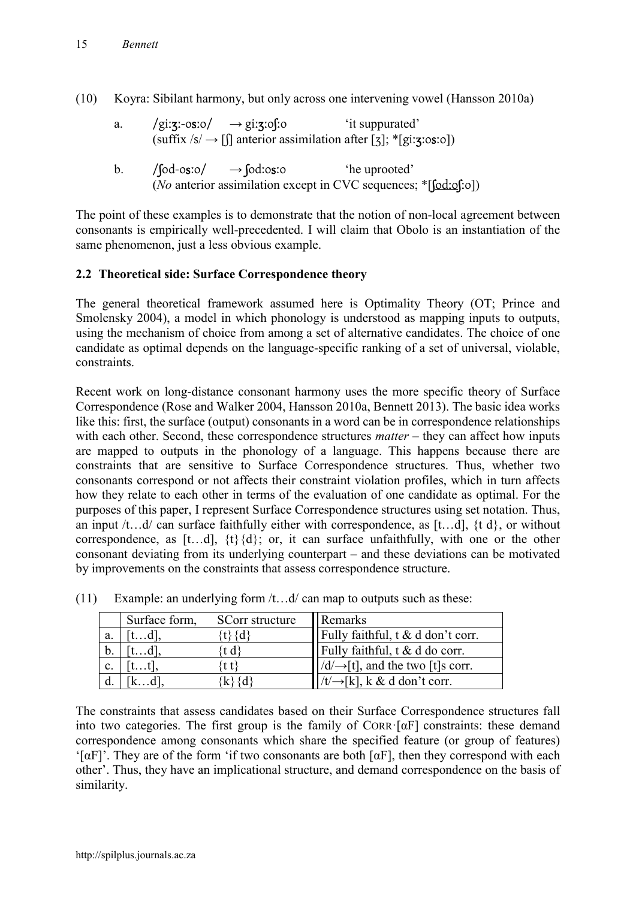(10) Koyra: Sibilant harmony, but only across one intervening vowel (Hansson 2010a)

a. /giːʒː-osːo/ → giːʒːoʃːo 'it suppurated'
(suffix /s/ → [ʃ] anterior assimilation after [ʒ]; *[giːʒːosːo])

b. /ʃod-osːo/ → ʃodːosːo 'he uprooted'
(*No* anterior assimilation except in CVC sequences; *[ʃodːoʃːo])

The point of these examples is to demonstrate that the notion of non-local agreement between consonants is empirically well-precedented. I will claim that Obolo is an instantiation of the same phenomenon, just a less obvious example.

## 2.2 Theoretical side: Surface Correspondence theory

The general theoretical framework assumed here is Optimality Theory (OT; Prince and Smolensky 2004), a model in which phonology is understood as mapping inputs to outputs, using the mechanism of choice from among a set of alternative candidates. The choice of one candidate as optimal depends on the language-specific ranking of a set of universal, violable, constraints.

Recent work on long-distance consonant harmony uses the more specific theory of Surface Correspondence (Rose and Walker 2004, Hansson 2010a, Bennett 2013). The basic idea works like this: first, the surface (output) consonants in a word can be in correspondence relationships with each other. Second, these correspondence structures *matter* – they can affect how inputs are mapped to outputs in the phonology of a language. This happens because there are constraints that are sensitive to Surface Correspondence structures. Thus, whether two consonants correspond or not affects their constraint violation profiles, which in turn affects how they relate to each other in terms of the evaluation of one candidate as optimal. For the purposes of this paper, I represent Surface Correspondence structures using set notation. Thus, an input /t…d/ can surface faithfully either with correspondence, as [t…d], {t d}, or without correspondence, as [t…d], {t}{d}; or, it can surface unfaithfully, with one or the other consonant deviating from its underlying counterpart – and these deviations can be motivated by improvements on the constraints that assess correspondence structure.

(11) Example: an underlying form /t…d/ can map to outputs such as these:

| | Surface form, | SCorr structure | Remarks |
|---|---|---|---|
| a. | [t…d], | {t}{d} | Fully faithful, t & d don't corr. |
| b. | [t…d], | {t d} | Fully faithful, t & d do corr. |
| c. | [t…t], | {t t} | /d/→[t], and the two [t]s corr. |
| d. | [k…d], | {k}{d} | /t/→[k], k & d don't corr. |

The constraints that assess candidates based on their Surface Correspondence structures fall into two categories. The first group is the family of CORR·[αF] constraints: these demand correspondence among consonants which share the specified feature (or group of features) '[αF]'. They are of the form 'if two consonants are both [αF], then they correspond with each other'. Thus, they have an implicational structure, and demand correspondence on the basis of similarity.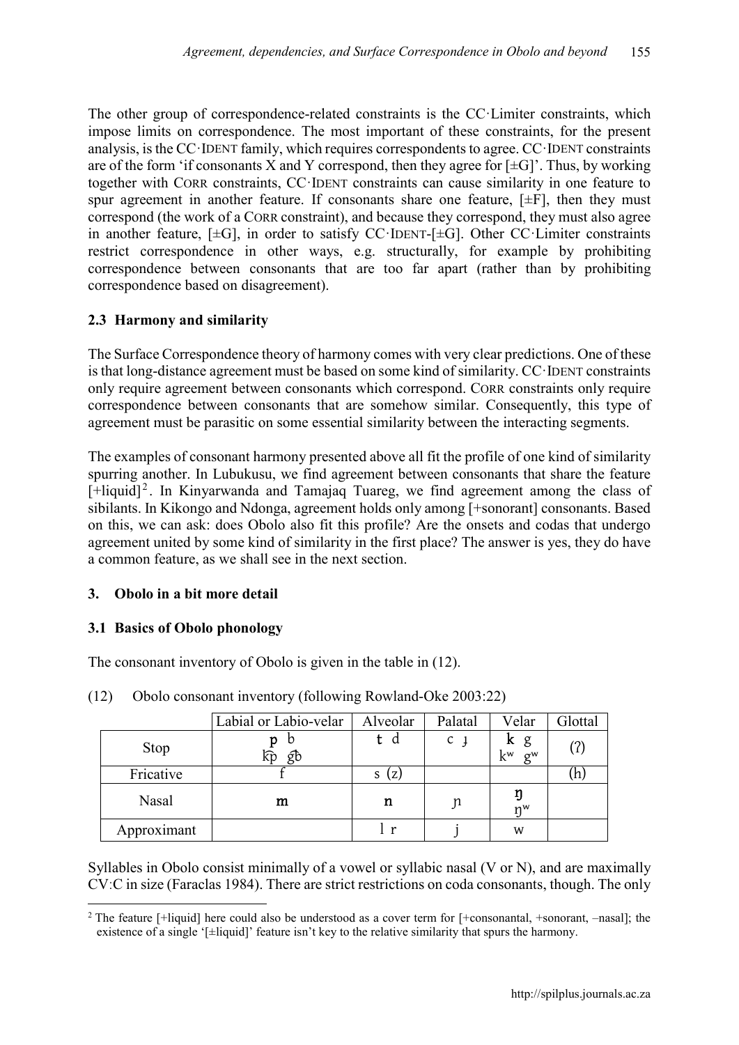The other group of correspondence-related constraints is the CC·Limiter constraints, which impose limits on correspondence. The most important of these constraints, for the present analysis, is the CC·IDENT family, which requires correspondents to agree. CC·IDENT constraints are of the form 'if consonants X and Y correspond, then they agree for [±G]'. Thus, by working together with CORR constraints, CC·IDENT constraints can cause similarity in one feature to spur agreement in another feature. If consonants share one feature, [±F], then they must correspond (the work of a CORR constraint), and because they correspond, they must also agree in another feature, [±G], in order to satisfy CC·IDENT-[±G]. Other CC·Limiter constraints restrict correspondence in other ways, e.g. structurally, for example by prohibiting correspondence between consonants that are too far apart (rather than by prohibiting correspondence based on disagreement).

### 2.3 Harmony and similarity

The Surface Correspondence theory of harmony comes with very clear predictions. One of these is that long-distance agreement must be based on some kind of similarity. CC·IDENT constraints only require agreement between consonants which correspond. CORR constraints only require correspondence between consonants that are somehow similar. Consequently, this type of agreement must be parasitic on some essential similarity between the interacting segments.

The examples of consonant harmony presented above all fit the profile of one kind of similarity spurring another. In Lubukusu, we find agreement between consonants that share the feature [+liquid][2]. In Kinyarwanda and Tamajaq Tuareg, we find agreement among the class of sibilants. In Kikongo and Ndonga, agreement holds only among [+sonorant] consonants. Based on this, we can ask: does Obolo also fit this profile? Are the onsets and codas that undergo agreement united by some kind of similarity in the first place? The answer is yes, they do have a common feature, as we shall see in the next section.

## 3. Obolo in a bit more detail

### 3.1 Basics of Obolo phonology

The consonant inventory of Obolo is given in the table in (12).

(12) Obolo consonant inventory (following Rowland-Oke 2003:22)

| | Labial or Labio-velar | Alveolar | Palatal | Velar | Glottal |
|---|---|---|---|---|---|
| Stop | **p** b<br>k͡p g͡b | **t** d | c ɟ | **k** g<br>kʷ gʷ | (ʔ) |
| Fricative | f | s (z) | | | (h) |
| Nasal | **m** | **n** | ɲ | **ŋ**<br>ŋʷ | |
| Approximant | | l r | j | w | |

Syllables in Obolo consist minimally of a vowel or syllabic nasal (V or N), and are maximally CVːC in size (Faraclas 1984). There are strict restrictions on coda consonants, though. The only

[2] The feature [+liquid] here could also be understood as a cover term for [+consonantal, +sonorant, –nasal]; the existence of a single '[±liquid]' feature isn't key to the relative similarity that spurs the harmony.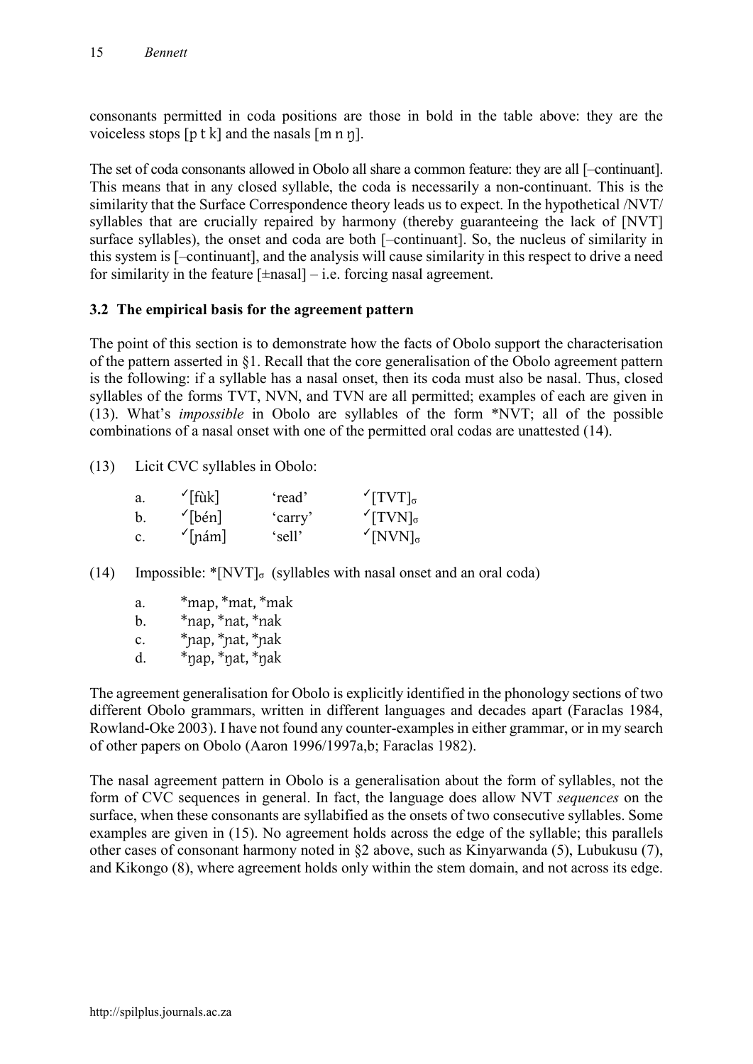consonants permitted in coda positions are those in bold in the table above: they are the voiceless stops [p t k] and the nasals [m n ŋ].

The set of coda consonants allowed in Obolo all share a common feature: they are all [–continuant]. This means that in any closed syllable, the coda is necessarily a non-continuant. This is the similarity that the Surface Correspondence theory leads us to expect. In the hypothetical /NVT/ syllables that are crucially repaired by harmony (thereby guaranteeing the lack of [NVT] surface syllables), the onset and coda are both [–continuant]. So, the nucleus of similarity in this system is [–continuant], and the analysis will cause similarity in this respect to drive a need for similarity in the feature [±nasal] – i.e. forcing nasal agreement.

### 3.2 The empirical basis for the agreement pattern

The point of this section is to demonstrate how the facts of Obolo support the characterisation of the pattern asserted in §1. Recall that the core generalisation of the Obolo agreement pattern is the following: if a syllable has a nasal onset, then its coda must also be nasal. Thus, closed syllables of the forms TVT, NVN, and TVN are all permitted; examples of each are given in (13). What's *impossible* in Obolo are syllables of the form *NVT; all of the possible combinations of a nasal onset with one of the permitted oral codas are unattested (14).

(13) Licit CVC syllables in Obolo:

| | | | |
|---|---|---|---|
| a. | ✓[fùk] | 'read' | ✓$[\text{TVT}]_\sigma$ |
| b. | ✓[bén] | 'carry' | ✓$[\text{TVN}]_\sigma$ |
| c. | ✓[ɲám] | 'sell' | ✓$[\text{NVN}]_\sigma$ |

(14) Impossible: *$[\text{NVT}]_\sigma$ (syllables with nasal onset and an oral coda)

a. *map, *mat, *mak
b. *nap, *nat, *nak
c. *ɲap, *ɲat, *ɲak
d. *ŋap, *ŋat, *ŋak

The agreement generalisation for Obolo is explicitly identified in the phonology sections of two different Obolo grammars, written in different languages and decades apart (Faraclas 1984, Rowland-Oke 2003). I have not found any counter-examples in either grammar, or in my search of other papers on Obolo (Aaron 1996/1997a,b; Faraclas 1982).

The nasal agreement pattern in Obolo is a generalisation about the form of syllables, not the form of CVC sequences in general. In fact, the language does allow NVT *sequences* on the surface, when these consonants are syllabified as the onsets of two consecutive syllables. Some examples are given in (15). No agreement holds across the edge of the syllable; this parallels other cases of consonant harmony noted in §2 above, such as Kinyarwanda (5), Lubukusu (7), and Kikongo (8), where agreement holds only within the stem domain, and not across its edge.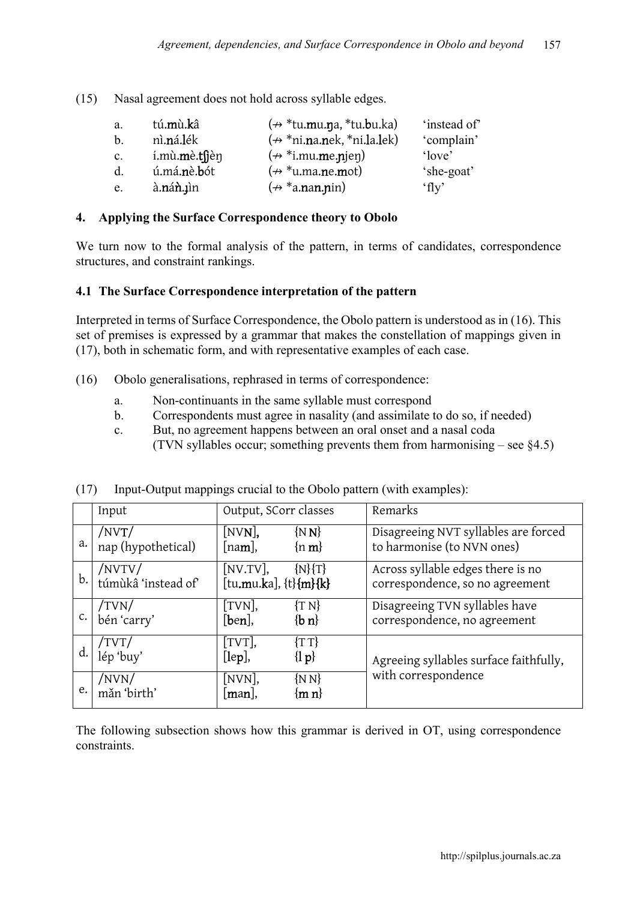(15) Nasal agreement does not hold across syllable edges.

| | | | |
|---|---|---|---|
| a. | tú.**mù**.**k**â | (↛ *tu.**m**u.**ŋ**a, *tu.**b**u.ka) | 'instead of' |
| b. | nì.**ná**.**l**ék | (↛ *ni.**n**a.**n**ek, *ni.**l**a.**l**ek) | 'complain' |
| c. | í.mù.**mè**.**tʃ**ʃèŋ | (↛ *i.mu.**m**e.**ɲ**jeŋ) | 'love' |
| d. | ú.má.**nè**.**b**ót | (↛ *u.ma.**n**e.**m**ot) | 'she-goat' |
| e. | à.**ná**ǹ.**ɹ**ìn | (↛ *a.**n**an.**ɲ**in) | 'fly' |

## 4. Applying the Surface Correspondence theory to Obolo

We turn now to the formal analysis of the pattern, in terms of candidates, correspondence structures, and constraint rankings.

### 4.1 The Surface Correspondence interpretation of the pattern

Interpreted in terms of Surface Correspondence, the Obolo pattern is understood as in (16). This set of premises is expressed by a grammar that makes the constellation of mappings given in (17), both in schematic form, and with representative examples of each case.

(16) Obolo generalisations, rephrased in terms of correspondence:

a. Non-continuants in the same syllable must correspond
b. Correspondents must agree in nasality (and assimilate to do so, if needed)
c. But, no agreement happens between an oral onset and a nasal coda (TVN syllables occur; something prevents them from harmonising – see §4.5)

(17) Input-Output mappings crucial to the Obolo pattern (with examples):

| | Input | Output, SCorr classes | Remarks |
|---|---|---|---|
| a. | /NV**T**/ nap (hypothetical) | [NV**N**], {N **N**} [na**m**], {n **m**} | Disagreeing NVT syllables are forced to harmonise (to NVN ones) |
| b. | /NVTV/ túmùkâ 'instead of' | [NV.TV], {N}{T} [tu.**m**u.**k**a], {t}**{m}{k}** | Across syllable edges there is no correspondence, so no agreement |
| c. | /TVN/ bén 'carry' | [TVN], {T N} [**b**e**n**], {**b n**} | Disagreeing TVN syllables have correspondence, no agreement |
| d. | /TVT/ lép 'buy' | [TVT], {T T} [**l**e**p**], {**l p**} | Agreeing syllables surface faithfully, with correspondence |
| e. | /NVN/ mǎn 'birth' | [NVN], {N N} [**m**a**n**], {**m n**} | |

The following subsection shows how this grammar is derived in OT, using correspondence constraints.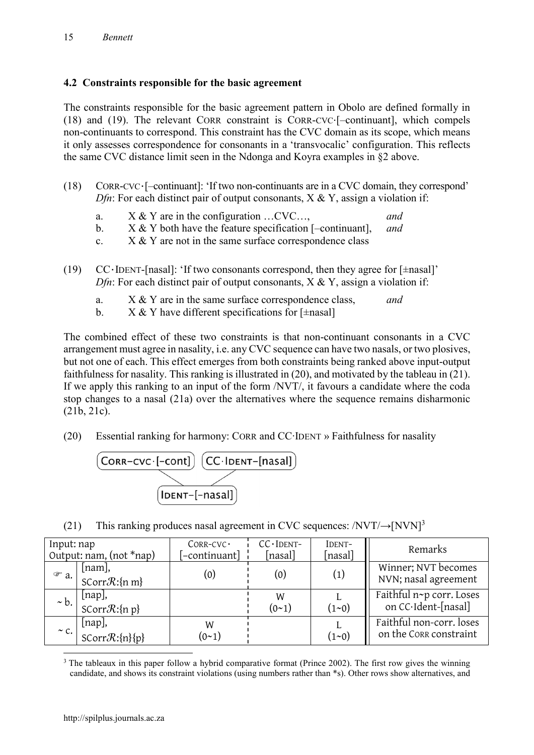### 4.2 Constraints responsible for the basic agreement

The constraints responsible for the basic agreement pattern in Obolo are defined formally in (18) and (19). The relevant CORR constraint is CORR-CVC·[–continuant], which compels non-continuants to correspond. This constraint has the CVC domain as its scope, which means it only assesses correspondence for consonants in a 'transvocalic' configuration. This reflects the same CVC distance limit seen in the Ndonga and Koyra examples in §2 above.

(18) CORR-CVC·[–continuant]: 'If two non-continuants are in a CVC domain, they correspond'
*Dfn*: For each distinct pair of output consonants, X & Y, assign a violation if:

- a. X & Y are in the configuration …CVC…, *and*
- b. X & Y both have the feature specification [–continuant], *and*
- c. X & Y are not in the same surface correspondence class

(19) CC·IDENT-[nasal]: 'If two consonants correspond, then they agree for [±nasal]'
*Dfn*: For each distinct pair of output consonants, X & Y, assign a violation if:

- a. X & Y are in the same surface correspondence class, *and*
- b. X & Y have different specifications for [±nasal]

The combined effect of these two constraints is that non-continuant consonants in a CVC arrangement must agree in nasality, i.e. any CVC sequence can have two nasals, or two plosives, but not one of each. This effect emerges from both constraints being ranked above input-output faithfulness for nasality. This ranking is illustrated in (20), and motivated by the tableau in (21). If we apply this ranking to an input of the form /NVT/, it favours a candidate where the coda stop changes to a nasal (21a) over the alternatives where the sequence remains disharmonic (21b, 21c).

(20) Essential ranking for harmony: CORR and CC·IDENT » Faithfulness for nasality

CORR-CVC·[-cont]    CC·IDENT-[nasal]
        \                /
        IDENT-[-nasal]

(21) This ranking produces nasal agreement in CVC sequences: /NVT/→[NVN][3]

| Input: nap<br>Output: nam, (not *nap) | | CORR-CVC·[–continuant] | CC·IDENT-[nasal] | IDENT-[nasal] | Remarks |
|---|---|---|---|---|---|
| ☞ a. | [nam],<br>SCorr$\mathcal{R}$:{n m} | (0) | (0) | (1) | Winner; NVT becomes NVN; nasal agreement |
| ~ b. | [nap],<br>SCorr$\mathcal{R}$:{n p} | | W<br>(0~1) | L<br>(1~0) | Faithful n~p corr. Loses on CC·Ident-[nasal] |
| ~ c. | [nap],<br>SCorr$\mathcal{R}$:{n}{p} | W<br>(0~1) | | L<br>(1~0) | Faithful non-corr. loses on the CORR constraint |

[3] The tableaux in this paper follow a hybrid comparative format (Prince 2002). The first row gives the winning candidate, and shows its constraint violations (using numbers rather than \*s). Other rows show alternatives, and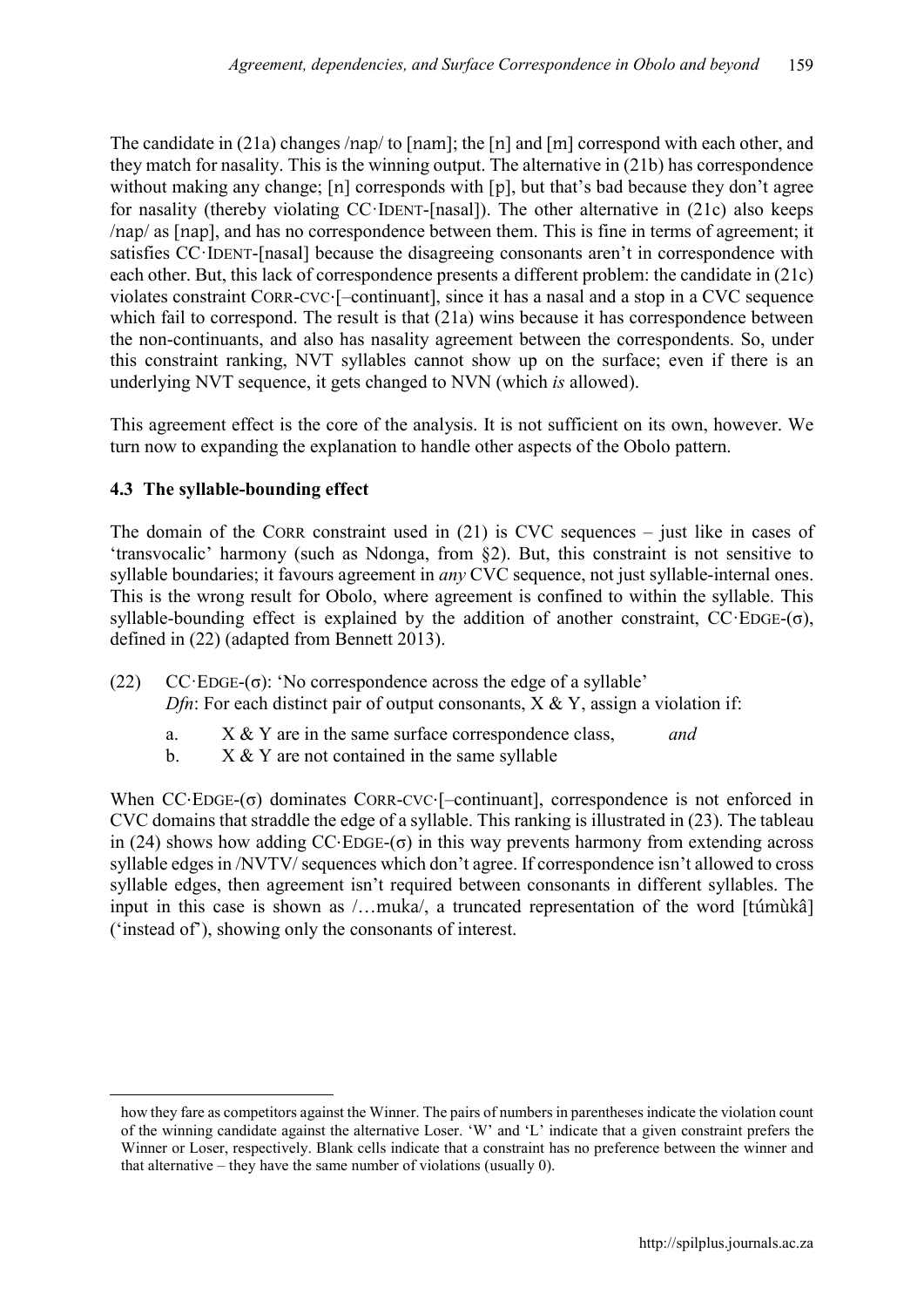The candidate in (21a) changes /nap/ to [nam]; the [n] and [m] correspond with each other, and they match for nasality. This is the winning output. The alternative in (21b) has correspondence without making any change; [n] corresponds with [p], but that's bad because they don't agree for nasality (thereby violating CC·IDENT-[nasal]). The other alternative in (21c) also keeps /nap/ as [nap], and has no correspondence between them. This is fine in terms of agreement; it satisfies CC·IDENT-[nasal] because the disagreeing consonants aren't in correspondence with each other. But, this lack of correspondence presents a different problem: the candidate in (21c) violates constraint CORR-CVC·[–continuant], since it has a nasal and a stop in a CVC sequence which fail to correspond. The result is that (21a) wins because it has correspondence between the non-continuants, and also has nasality agreement between the correspondents. So, under this constraint ranking, NVT syllables cannot show up on the surface; even if there is an underlying NVT sequence, it gets changed to NVN (which *is* allowed).

This agreement effect is the core of the analysis. It is not sufficient on its own, however. We turn now to expanding the explanation to handle other aspects of the Obolo pattern.

### 4.3 The syllable-bounding effect

The domain of the CORR constraint used in (21) is CVC sequences – just like in cases of 'transvocalic' harmony (such as Ndonga, from §2). But, this constraint is not sensitive to syllable boundaries; it favours agreement in *any* CVC sequence, not just syllable-internal ones. This is the wrong result for Obolo, where agreement is confined to within the syllable. This syllable-bounding effect is explained by the addition of another constraint, CC·EDGE-(σ), defined in (22) (adapted from Bennett 2013).

(22) CC·EDGE-(σ): 'No correspondence across the edge of a syllable'
*Dfn*: For each distinct pair of output consonants, X & Y, assign a violation if:

a. X & Y are in the same surface correspondence class, *and*
b. X & Y are not contained in the same syllable

When CC·EDGE-(σ) dominates CORR-CVC·[–continuant], correspondence is not enforced in CVC domains that straddle the edge of a syllable. This ranking is illustrated in (23). The tableau in (24) shows how adding CC·EDGE-(σ) in this way prevents harmony from extending across syllable edges in /NVTV/ sequences which don't agree. If correspondence isn't allowed to cross syllable edges, then agreement isn't required between consonants in different syllables. The input in this case is shown as /…muka/, a truncated representation of the word [túmùkâ] ('instead of'), showing only the consonants of interest.

how they fare as competitors against the Winner. The pairs of numbers in parentheses indicate the violation count of the winning candidate against the alternative Loser. 'W' and 'L' indicate that a given constraint prefers the Winner or Loser, respectively. Blank cells indicate that a constraint has no preference between the winner and that alternative – they have the same number of violations (usually 0).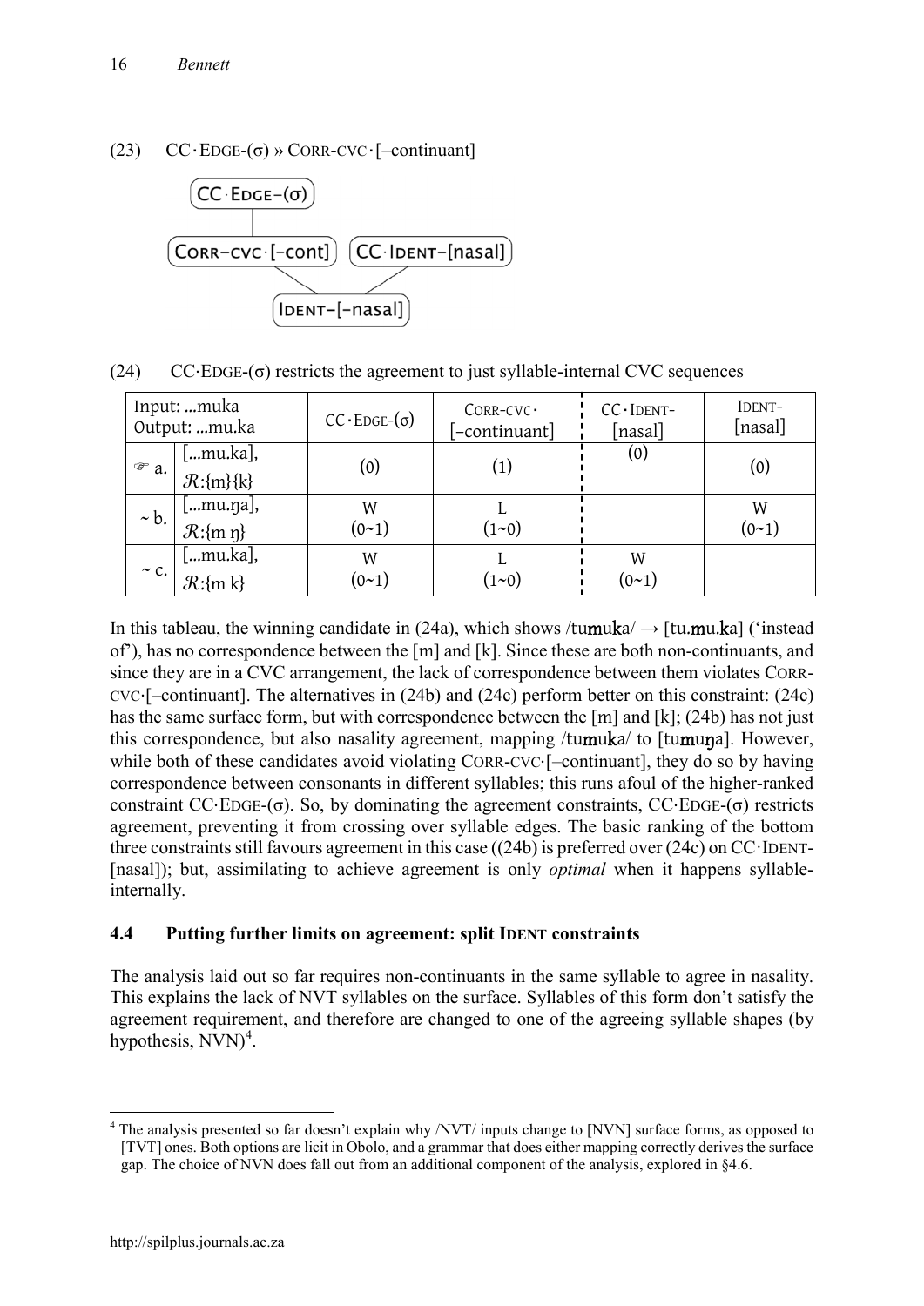(23) CC·EDGE-(σ) » CORR-CVC·[–continuant]

```
        CC·EDGE-(σ)
             |
   CORR-CVC·[-cont]    CC·IDENT-[nasal]
             \              /
             IDENT-[-nasal]
```

(24) CC·EDGE-(σ) restricts the agreement to just syllable-internal CVC sequences

| Input: ...muka<br>Output: ...mu.ka | | CC·EDGE-(σ) | CORR-CVC·[–continuant] | CC·IDENT-[nasal] | IDENT-[nasal] |
|---|---|---|---|---|---|
| ☞ a. | [...mu.ka],<br>ℛ:{m}{k} | (0) | (1) | (0) | (0) |
| ~ b. | [...mu.ŋa],<br>ℛ:{m ŋ} | W<br>(0~1) | L<br>(1~0) | | W<br>(0~1) |
| ~ c. | [...mu.ka],<br>ℛ:{m k} | W<br>(0~1) | L<br>(1~0) | W<br>(0~1) | |

In this tableau, the winning candidate in (24a), which shows /tumuka/ → [tu.mu.ka] ('instead of'), has no correspondence between the [m] and [k]. Since these are both non-continuants, and since they are in a CVC arrangement, the lack of correspondence between them violates CORR-CVC·[–continuant]. The alternatives in (24b) and (24c) perform better on this constraint: (24c) has the same surface form, but with correspondence between the [m] and [k]; (24b) has not just this correspondence, but also nasality agreement, mapping /tumuka/ to [tumuŋa]. However, while both of these candidates avoid violating CORR-CVC·[–continuant], they do so by having correspondence between consonants in different syllables; this runs afoul of the higher-ranked constraint CC·EDGE-(σ). So, by dominating the agreement constraints, CC·EDGE-(σ) restricts agreement, preventing it from crossing over syllable edges. The basic ranking of the bottom three constraints still favours agreement in this case ((24b) is preferred over (24c) on CC·IDENT-[nasal]); but, assimilating to achieve agreement is only *optimal* when it happens syllable-internally.

### 4.4 Putting further limits on agreement: split IDENT constraints

The analysis laid out so far requires non-continuants in the same syllable to agree in nasality. This explains the lack of NVT syllables on the surface. Syllables of this form don't satisfy the agreement requirement, and therefore are changed to one of the agreeing syllable shapes (by hypothesis, NVN)[4].

[4] The analysis presented so far doesn't explain why /NVT/ inputs change to [NVN] surface forms, as opposed to [TVT] ones. Both options are licit in Obolo, and a grammar that does either mapping correctly derives the surface gap. The choice of NVN does fall out from an additional component of the analysis, explored in §4.6.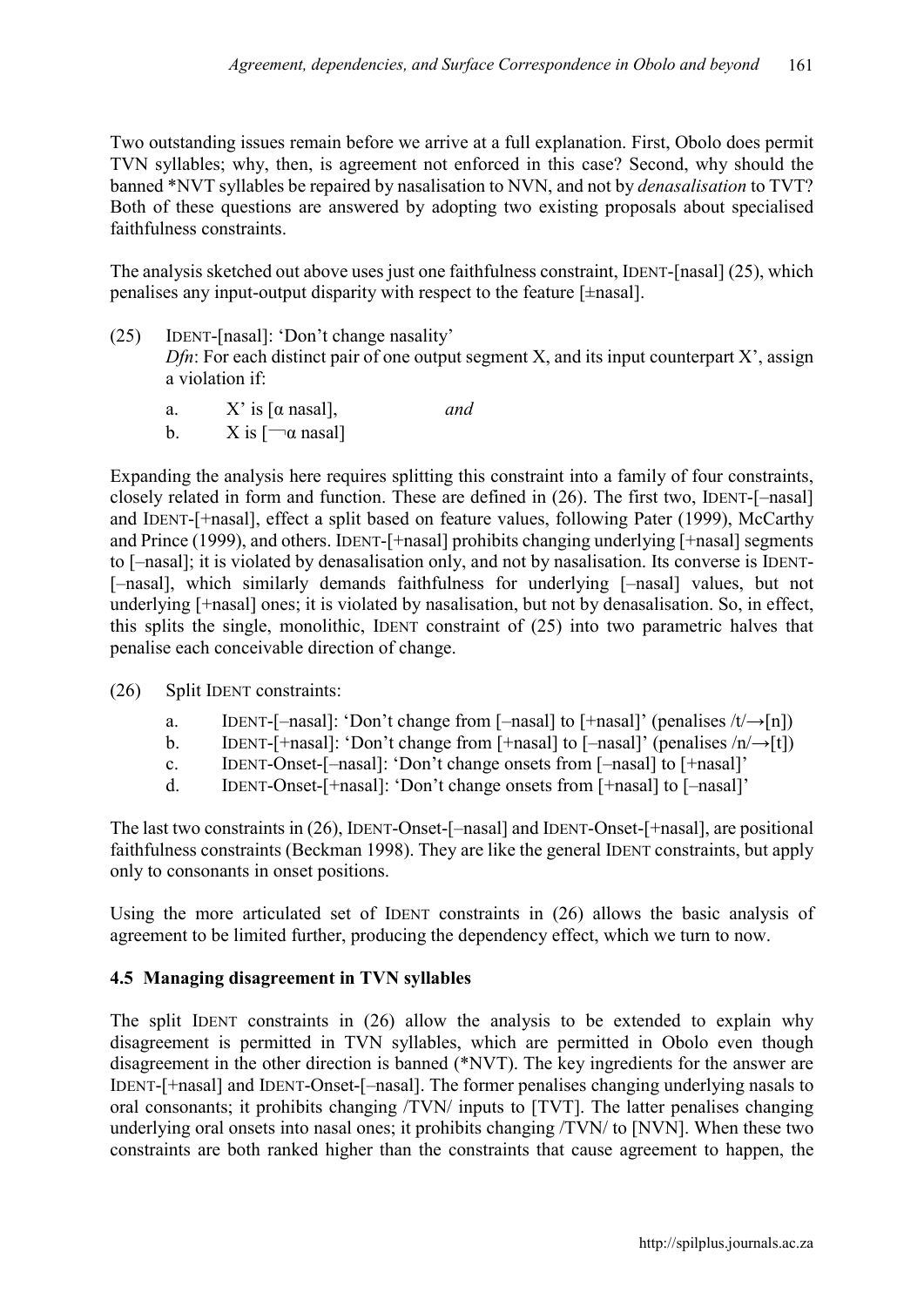Two outstanding issues remain before we arrive at a full explanation. First, Obolo does permit TVN syllables; why, then, is agreement not enforced in this case? Second, why should the banned *NVT syllables be repaired by nasalisation to NVN, and not by *denasalisation* to TVT? Both of these questions are answered by adopting two existing proposals about specialised faithfulness constraints.

The analysis sketched out above uses just one faithfulness constraint, IDENT-[nasal] (25), which penalises any input-output disparity with respect to the feature [±nasal].

(25) IDENT-[nasal]: 'Don't change nasality'
*Dfn*: For each distinct pair of one output segment X, and its input counterpart X', assign a violation if:

a. X' is [α nasal], *and*
b. X is [¬α nasal]

Expanding the analysis here requires splitting this constraint into a family of four constraints, closely related in form and function. These are defined in (26). The first two, IDENT-[–nasal] and IDENT-[+nasal], effect a split based on feature values, following Pater (1999), McCarthy and Prince (1999), and others. IDENT-[+nasal] prohibits changing underlying [+nasal] segments to [–nasal]; it is violated by denasalisation only, and not by nasalisation. Its converse is IDENT-[–nasal], which similarly demands faithfulness for underlying [–nasal] values, but not underlying [+nasal] ones; it is violated by nasalisation, but not by denasalisation. So, in effect, this splits the single, monolithic, IDENT constraint of (25) into two parametric halves that penalise each conceivable direction of change.

(26) Split IDENT constraints:

a. IDENT-[–nasal]: 'Don't change from [–nasal] to [+nasal]' (penalises /t/→[n])
b. IDENT-[+nasal]: 'Don't change from [+nasal] to [–nasal]' (penalises /n/→[t])
c. IDENT-Onset-[–nasal]: 'Don't change onsets from [–nasal] to [+nasal]'
d. IDENT-Onset-[+nasal]: 'Don't change onsets from [+nasal] to [–nasal]'

The last two constraints in (26), IDENT-Onset-[–nasal] and IDENT-Onset-[+nasal], are positional faithfulness constraints (Beckman 1998). They are like the general IDENT constraints, but apply only to consonants in onset positions.

Using the more articulated set of IDENT constraints in (26) allows the basic analysis of agreement to be limited further, producing the dependency effect, which we turn to now.

### 4.5 Managing disagreement in TVN syllables

The split IDENT constraints in (26) allow the analysis to be extended to explain why disagreement is permitted in TVN syllables, which are permitted in Obolo even though disagreement in the other direction is banned (*NVT). The key ingredients for the answer are IDENT-[+nasal] and IDENT-Onset-[–nasal]. The former penalises changing underlying nasals to oral consonants; it prohibits changing /TVN/ inputs to [TVT]. The latter penalises changing underlying oral onsets into nasal ones; it prohibits changing /TVN/ to [NVN]. When these two constraints are both ranked higher than the constraints that cause agreement to happen, the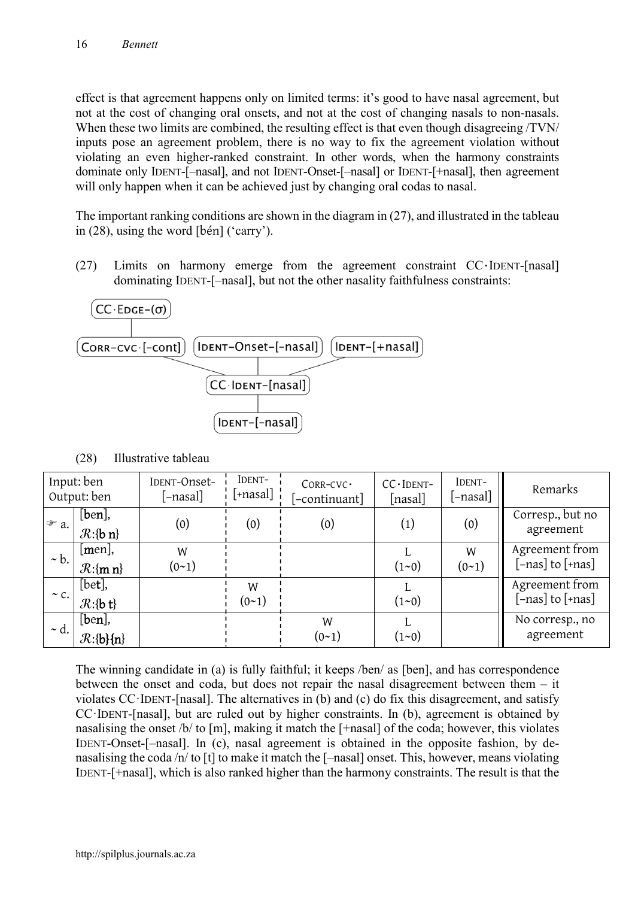effect is that agreement happens only on limited terms: it's good to have nasal agreement, but not at the cost of changing oral onsets, and not at the cost of changing nasals to non-nasals. When these two limits are combined, the resulting effect is that even though disagreeing /TVN/ inputs pose an agreement problem, there is no way to fix the agreement violation without violating an even higher-ranked constraint. In other words, when the harmony constraints dominate only IDENT-[–nasal], and not IDENT-Onset-[–nasal] or IDENT-[+nasal], then agreement will only happen when it can be achieved just by changing oral codas to nasal.

The important ranking conditions are shown in the diagram in (27), and illustrated in the tableau in (28), using the word [bén] ('carry').

(27) Limits on harmony emerge from the agreement constraint CC·IDENT-[nasal] dominating IDENT-[–nasal], but not the other nasality faithfulness constraints:

```
CC·EDGE-(σ)
     |
CORR-cvc·[-cont]    IDENT-Onset-[-nasal]    IDENT-[+nasal]
            \                 |                 /
                    CC·IDENT-[nasal]
                           |
                    IDENT-[-nasal]
```

(28) Illustrative tableau

| Input: ben Output: ben | | IDENT-Onset-[–nasal] | IDENT-[+nasal] | CORR-CVC·[–continuant] | CC·IDENT-[nasal] | IDENT-[–nasal] | Remarks |
|---|---|---|---|---|---|---|---|
| ☞ a. | [ben], $\mathcal{R}$:{b n} | (0) | (0) | (0) | (1) | (0) | Corresp., but no agreement |
| ~ b. | [men], $\mathcal{R}$:{m n} | W (0~1) | | | L (1~0) | W (0~1) | Agreement from [–nas] to [+nas] |
| ~ c. | [bet], $\mathcal{R}$:{b t} | | W (0~1) | | L (1~0) | | Agreement from [–nas] to [+nas] |
| ~ d. | [ben], $\mathcal{R}$:{b}{n} | | | W (0~1) | L (1~0) | | No corresp., no agreement |

The winning candidate in (a) is fully faithful; it keeps /ben/ as [ben], and has correspondence between the onset and coda, but does not repair the nasal disagreement between them – it violates CC·IDENT-[nasal]. The alternatives in (b) and (c) do fix this disagreement, and satisfy CC·IDENT-[nasal], but are ruled out by higher constraints. In (b), agreement is obtained by nasalising the onset /b/ to [m], making it match the [+nasal] of the coda; however, this violates IDENT-Onset-[–nasal]. In (c), nasal agreement is obtained in the opposite fashion, by de-nasalising the coda /n/ to [t] to make it match the [–nasal] onset. This, however, means violating IDENT-[+nasal], which is also ranked higher than the harmony constraints. The result is that the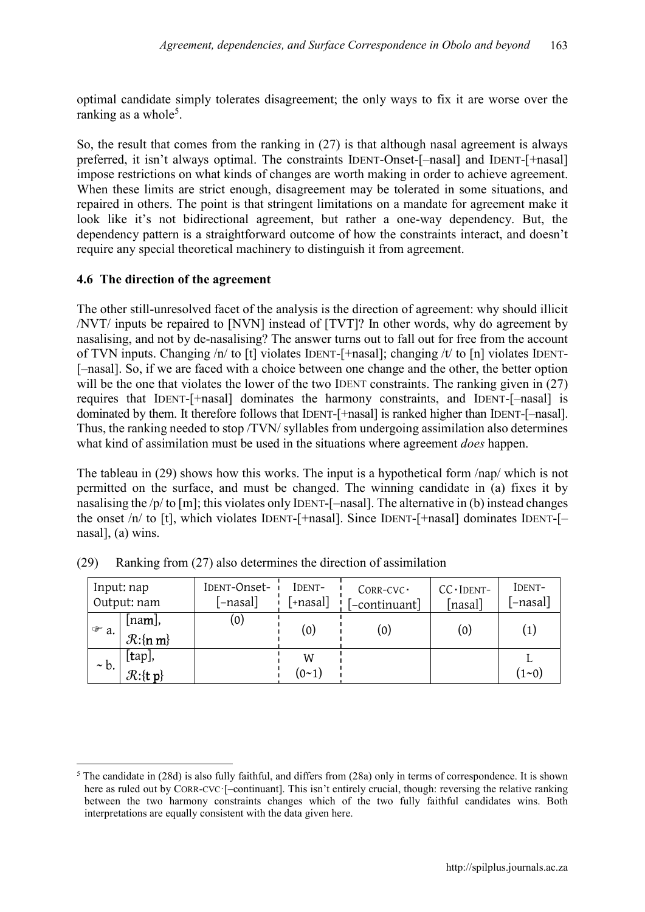optimal candidate simply tolerates disagreement; the only ways to fix it are worse over the ranking as a whole[5].

So, the result that comes from the ranking in (27) is that although nasal agreement is always preferred, it isn't always optimal. The constraints IDENT-Onset-[–nasal] and IDENT-[+nasal] impose restrictions on what kinds of changes are worth making in order to achieve agreement. When these limits are strict enough, disagreement may be tolerated in some situations, and repaired in others. The point is that stringent limitations on a mandate for agreement make it look like it's not bidirectional agreement, but rather a one-way dependency. But, the dependency pattern is a straightforward outcome of how the constraints interact, and doesn't require any special theoretical machinery to distinguish it from agreement.

### 4.6 The direction of the agreement

The other still-unresolved facet of the analysis is the direction of agreement: why should illicit /NVT/ inputs be repaired to [NVN] instead of [TVT]? In other words, why do agreement by nasalising, and not by de-nasalising? The answer turns out to fall out for free from the account of TVN inputs. Changing /n/ to [t] violates IDENT-[+nasal]; changing /t/ to [n] violates IDENT-[–nasal]. So, if we are faced with a choice between one change and the other, the better option will be the one that violates the lower of the two IDENT constraints. The ranking given in (27) requires that IDENT-[+nasal] dominates the harmony constraints, and IDENT-[–nasal] is dominated by them. It therefore follows that IDENT-[+nasal] is ranked higher than IDENT-[–nasal]. Thus, the ranking needed to stop /TVN/ syllables from undergoing assimilation also determines what kind of assimilation must be used in the situations where agreement *does* happen.

The tableau in (29) shows how this works. The input is a hypothetical form /nap/ which is not permitted on the surface, and must be changed. The winning candidate in (a) fixes it by nasalising the /p/ to [m]; this violates only IDENT-[–nasal]. The alternative in (b) instead changes the onset /n/ to [t], which violates IDENT-[+nasal]. Since IDENT-[+nasal] dominates IDENT-[–nasal], (a) wins.

(29) Ranking from (27) also determines the direction of assimilation

| Input: nap Output: nam | | IDENT-Onset-[–nasal] | IDENT-[+nasal] | CORR-CVC·[–continuant] | CC·IDENT-[nasal] | IDENT-[–nasal] |
|---|---|---|---|---|---|---|
| ☞ a. | [na**m**], $\mathcal{R}$:{**n m**} | (0) | (0) | (0) | (0) | (1) |
| ~ b. | [**t**ap], $\mathcal{R}$:{**t p**} | | W (0~1) | | | L (1~0) |

[5] The candidate in (28d) is also fully faithful, and differs from (28a) only in terms of correspondence. It is shown here as ruled out by CORR-CVC·[–continuant]. This isn't entirely crucial, though: reversing the relative ranking between the two harmony constraints changes which of the two fully faithful candidates wins. Both interpretations are equally consistent with the data given here.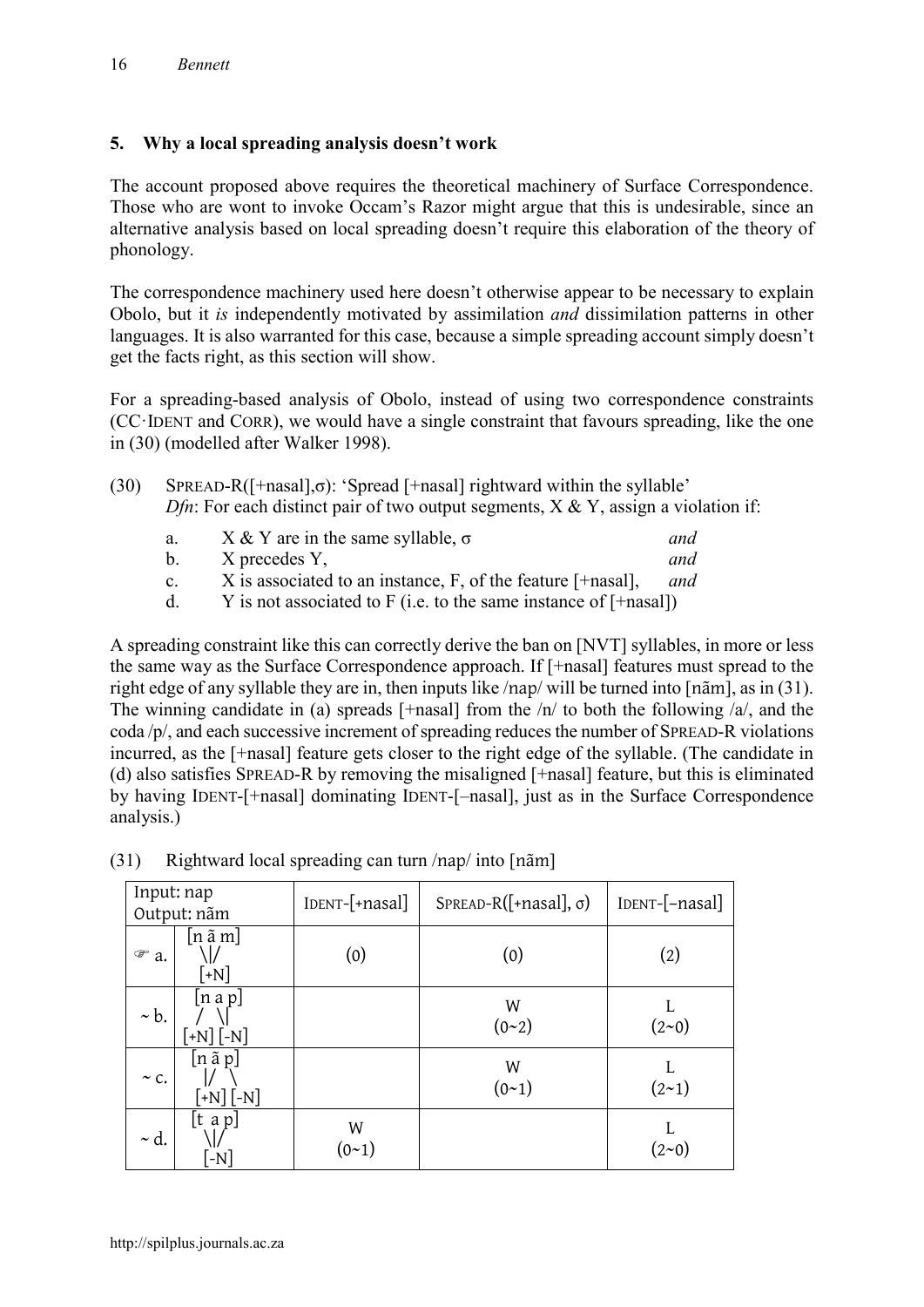## 5. Why a local spreading analysis doesn't work

The account proposed above requires the theoretical machinery of Surface Correspondence. Those who are wont to invoke Occam's Razor might argue that this is undesirable, since an alternative analysis based on local spreading doesn't require this elaboration of the theory of phonology.

The correspondence machinery used here doesn't otherwise appear to be necessary to explain Obolo, but it *is* independently motivated by assimilation *and* dissimilation patterns in other languages. It is also warranted for this case, because a simple spreading account simply doesn't get the facts right, as this section will show.

For a spreading-based analysis of Obolo, instead of using two correspondence constraints (CC·IDENT and CORR), we would have a single constraint that favours spreading, like the one in (30) (modelled after Walker 1998).

(30) SPREAD-R([+nasal],σ): 'Spread [+nasal] rightward within the syllable'
*Dfn*: For each distinct pair of two output segments, X & Y, assign a violation if:

a. X & Y are in the same syllable, σ *and*
b. X precedes Y, *and*
c. X is associated to an instance, F, of the feature [+nasal], *and*
d. Y is not associated to F (i.e. to the same instance of [+nasal])

A spreading constraint like this can correctly derive the ban on [NVT] syllables, in more or less the same way as the Surface Correspondence approach. If [+nasal] features must spread to the right edge of any syllable they are in, then inputs like /nap/ will be turned into [nãm], as in (31). The winning candidate in (a) spreads [+nasal] from the /n/ to both the following /a/, and the coda /p/, and each successive increment of spreading reduces the number of SPREAD-R violations incurred, as the [+nasal] feature gets closer to the right edge of the syllable. (The candidate in (d) also satisfies SPREAD-R by removing the misaligned [+nasal] feature, but this is eliminated by having IDENT-[+nasal] dominating IDENT-[–nasal], just as in the Surface Correspondence analysis.)

(31) Rightward local spreading can turn /nap/ into [nãm]

| Input: nap<br>Output: nãm | | IDENT-[+nasal] | SPREAD-R([+nasal], σ) | IDENT-[–nasal] |
|---|---|---|---|---|
| ☞ a. | [n ã m] \|/ [+N] | (0) | (0) | (2) |
| ~ b. | [n a p] / \| [+N] [-N] | | W (0~2) | L (2~0) |
| ~ c. | [n ã p] \|/ \ [+N] [-N] | | W (0~1) | L (2~1) |
| ~ d. | [t a p] \|/ [-N] | W (0~1) | | L (2~0) |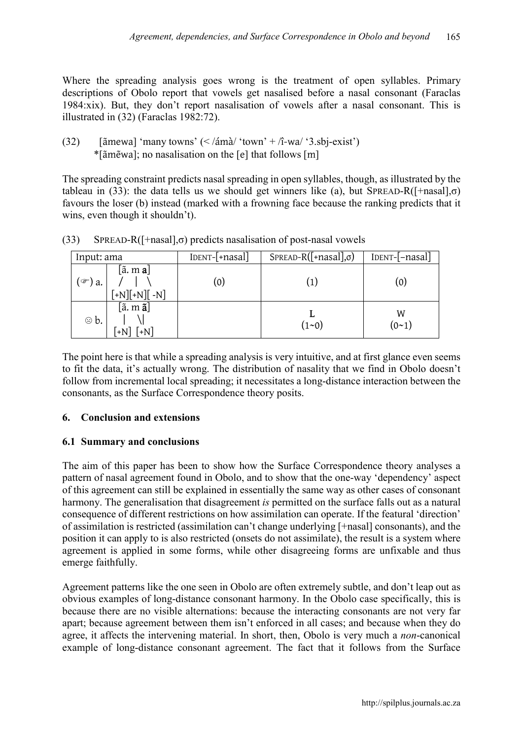Where the spreading analysis goes wrong is the treatment of open syllables. Primary descriptions of Obolo report that vowels get nasalised before a nasal consonant (Faraclas 1984:xix). But, they don't report nasalisation of vowels after a nasal consonant. This is illustrated in (32) (Faraclas 1982:72).

(32) [ãmewa] 'many towns' (< /ámà/ 'town' + /î-wa/ '3.sbj-exist')
  *[ãmẽwa]; no nasalisation on the [e] that follows [m]

The spreading constraint predicts nasal spreading in open syllables, though, as illustrated by the tableau in (33): the data tells us we should get winners like (a), but SPREAD-R([+nasal],σ) favours the loser (b) instead (marked with a frowning face because the ranking predicts that it wins, even though it shouldn't).

(33) SPREAD-R([+nasal],σ) predicts nasalisation of post-nasal vowels

| Input: ama | | IDENT-[+nasal] | SPREAD-R([+nasal],σ) | IDENT-[−nasal] |
|---|---|---|---|---|
| (☞) a. | [ã. m **a**] / \| \ [+N][+N][ -N] | (0) | (1) | (0) |
| ☹ b. | [ã. m **ã**] \| \\| [+N] [+N] | | L (1~0) | W (0~1) |

The point here is that while a spreading analysis is very intuitive, and at first glance even seems to fit the data, it's actually wrong. The distribution of nasality that we find in Obolo doesn't follow from incremental local spreading; it necessitates a long-distance interaction between the consonants, as the Surface Correspondence theory posits.

## 6. Conclusion and extensions

### 6.1 Summary and conclusions

The aim of this paper has been to show how the Surface Correspondence theory analyses a pattern of nasal agreement found in Obolo, and to show that the one-way 'dependency' aspect of this agreement can still be explained in essentially the same way as other cases of consonant harmony. The generalisation that disagreement *is* permitted on the surface falls out as a natural consequence of different restrictions on how assimilation can operate. If the featural 'direction' of assimilation is restricted (assimilation can't change underlying [+nasal] consonants), and the position it can apply to is also restricted (onsets do not assimilate), the result is a system where agreement is applied in some forms, while other disagreeing forms are unfixable and thus emerge faithfully.

Agreement patterns like the one seen in Obolo are often extremely subtle, and don't leap out as obvious examples of long-distance consonant harmony. In the Obolo case specifically, this is because there are no visible alternations: because the interacting consonants are not very far apart; because agreement between them isn't enforced in all cases; and because when they do agree, it affects the intervening material. In short, then, Obolo is very much a *non*-canonical example of long-distance consonant agreement. The fact that it follows from the Surface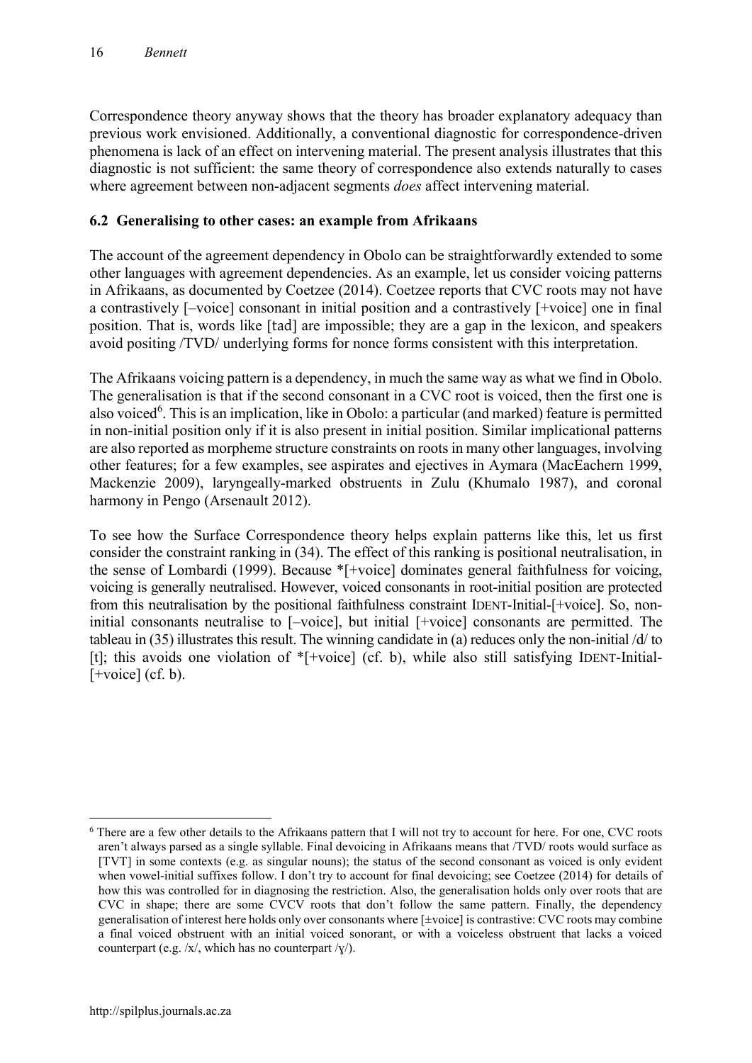Correspondence theory anyway shows that the theory has broader explanatory adequacy than previous work envisioned. Additionally, a conventional diagnostic for correspondence-driven phenomena is lack of an effect on intervening material. The present analysis illustrates that this diagnostic is not sufficient: the same theory of correspondence also extends naturally to cases where agreement between non-adjacent segments *does* affect intervening material.

### 6.2 Generalising to other cases: an example from Afrikaans

The account of the agreement dependency in Obolo can be straightforwardly extended to some other languages with agreement dependencies. As an example, let us consider voicing patterns in Afrikaans, as documented by Coetzee (2014). Coetzee reports that CVC roots may not have a contrastively [–voice] consonant in initial position and a contrastively [+voice] one in final position. That is, words like [tad] are impossible; they are a gap in the lexicon, and speakers avoid positing /TVD/ underlying forms for nonce forms consistent with this interpretation.

The Afrikaans voicing pattern is a dependency, in much the same way as what we find in Obolo. The generalisation is that if the second consonant in a CVC root is voiced, then the first one is also voiced[6]. This is an implication, like in Obolo: a particular (and marked) feature is permitted in non-initial position only if it is also present in initial position. Similar implicational patterns are also reported as morpheme structure constraints on roots in many other languages, involving other features; for a few examples, see aspirates and ejectives in Aymara (MacEachern 1999, Mackenzie 2009), laryngeally-marked obstruents in Zulu (Khumalo 1987), and coronal harmony in Pengo (Arsenault 2012).

To see how the Surface Correspondence theory helps explain patterns like this, let us first consider the constraint ranking in (34). The effect of this ranking is positional neutralisation, in the sense of Lombardi (1999). Because *[+voice] dominates general faithfulness for voicing, voicing is generally neutralised. However, voiced consonants in root-initial position are protected from this neutralisation by the positional faithfulness constraint IDENT-Initial-[+voice]. So, non-initial consonants neutralise to [–voice], but initial [+voice] consonants are permitted. The tableau in (35) illustrates this result. The winning candidate in (a) reduces only the non-initial /d/ to [t]; this avoids one violation of *[+voice] (cf. b), while also still satisfying IDENT-Initial-[+voice] (cf. b).

---

[6] There are a few other details to the Afrikaans pattern that I will not try to account for here. For one, CVC roots aren't always parsed as a single syllable. Final devoicing in Afrikaans means that /TVD/ roots would surface as [TVT] in some contexts (e.g. as singular nouns); the status of the second consonant as voiced is only evident when vowel-initial suffixes follow. I don't try to account for final devoicing; see Coetzee (2014) for details of how this was controlled for in diagnosing the restriction. Also, the generalisation holds only over roots that are CVC in shape; there are some CVCV roots that don't follow the same pattern. Finally, the dependency generalisation of interest here holds only over consonants where [±voice] is contrastive: CVC roots may combine a final voiced obstruent with an initial voiced sonorant, or with a voiceless obstruent that lacks a voiced counterpart (e.g. /x/, which has no counterpart /ɣ/).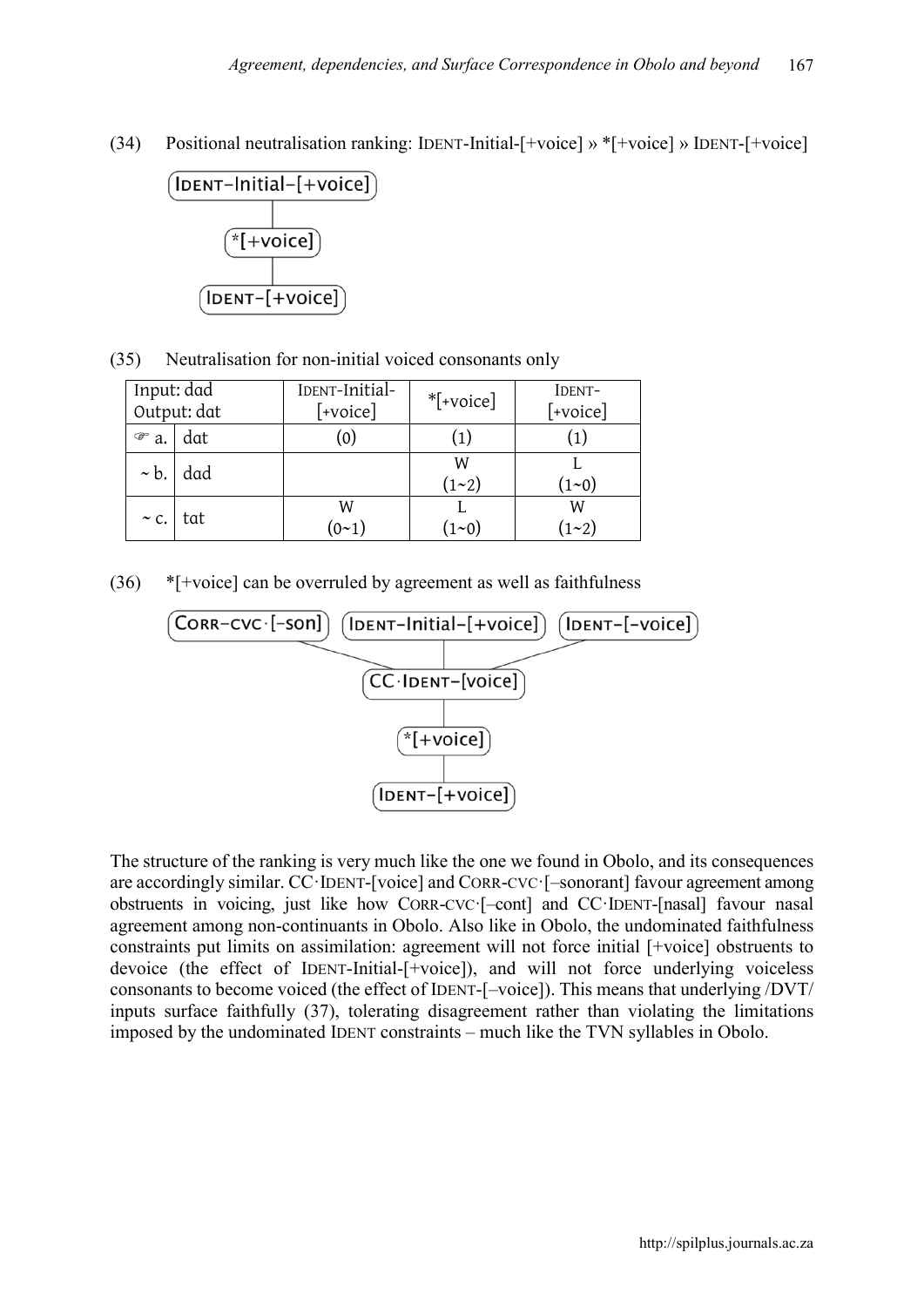(34) Positional neutralisation ranking: IDENT-Initial-[+voice] » *[+voice] » IDENT-[+voice]

```
IDENT-Initial-[+voice]
        |
    *[+voice]
        |
  IDENT-[+voice]
```

(35) Neutralisation for non-initial voiced consonants only

| Input: dad Output: dat | | IDENT-Initial-[+voice] | *[+voice] | IDENT-[+voice] |
|---|---|---|---|---|
| ☞ a. | dat | (0) | (1) | (1) |
| ~ b. | dad | | W (1~2) | L (1~0) |
| ~ c. | tat | W (0~1) | L (1~0) | W (1~2) |

(36) *[+voice] can be overruled by agreement as well as faithfulness

```
CORR-CVC·[-son]   IDENT-Initial-[+voice]   IDENT-[-voice]
          \                 |                  /
                   CC·IDENT-[voice]
                          |
                      *[+voice]
                          |
                    IDENT-[+voice]
```

The structure of the ranking is very much like the one we found in Obolo, and its consequences are accordingly similar. CC·IDENT-[voice] and CORR-CVC·[–sonorant] favour agreement among obstruents in voicing, just like how CORR-CVC·[–cont] and CC·IDENT-[nasal] favour nasal agreement among non-continuants in Obolo. Also like in Obolo, the undominated faithfulness constraints put limits on assimilation: agreement will not force initial [+voice] obstruents to devoice (the effect of IDENT-Initial-[+voice]), and will not force underlying voiceless consonants to become voiced (the effect of IDENT-[–voice]). This means that underlying /DVT/ inputs surface faithfully (37), tolerating disagreement rather than violating the limitations imposed by the undominated IDENT constraints – much like the TVN syllables in Obolo.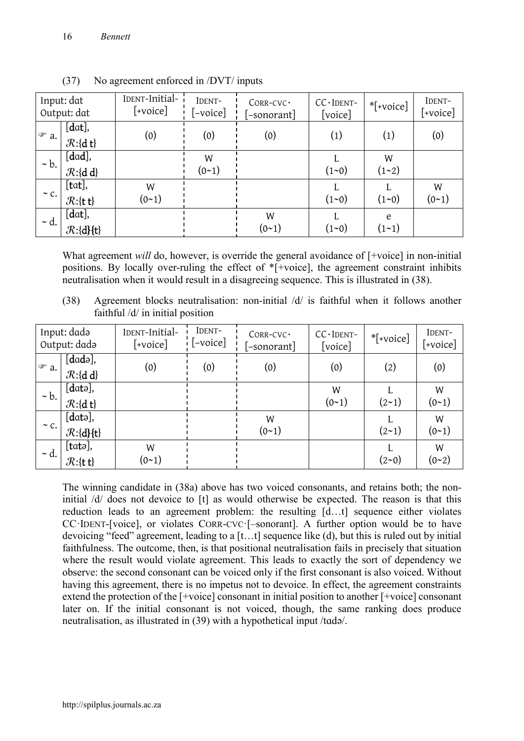(37) No agreement enforced in /DVT/ inputs

| Input: dat<br>Output: dat | | IDENT-Initial-[+voice] | IDENT-[–voice] | CORR-CVC·[–sonorant] | CC·IDENT-[voice] | *[+voice] | IDENT-[+voice] |
|---|---|---|---|---|---|---|---|
| ☞ a. | [dat],<br>$\mathcal{R}$:{d t} | (0) | (0) | (0) | (1) | (1) | (0) |
| ~ b. | [dad],<br>$\mathcal{R}$:{d d} | | W<br>(0~1) | | L<br>(1~0) | W<br>(1~2) | |
| ~ c. | [tat],<br>$\mathcal{R}$:{t t} | W<br>(0~1) | | | L<br>(1~0) | L<br>(1~0) | W<br>(0~1) |
| ~ d. | [dat],<br>$\mathcal{R}$:{d}{t} | | | W<br>(0~1) | L<br>(1~0) | e<br>(1~1) | |

What agreement *will* do, however, is override the general avoidance of [+voice] in non-initial positions. By locally over-ruling the effect of *[+voice], the agreement constraint inhibits neutralisation when it would result in a disagreeing sequence. This is illustrated in (38).

(38) Agreement blocks neutralisation: non-initial /d/ is faithful when it follows another faithful /d/ in initial position

| Input: dadə<br>Output: dadə | | IDENT-Initial-[+voice] | IDENT-[–voice] | CORR-CVC·[–sonorant] | CC·IDENT-[voice] | *[+voice] | IDENT-[+voice] |
|---|---|---|---|---|---|---|---|
| ☞ a. | [dadə],<br>$\mathcal{R}$:{d d} | (0) | (0) | (0) | (0) | (2) | (0) |
| ~ b. | [datə],<br>$\mathcal{R}$:{d t} | | | | W<br>(0~1) | L<br>(2~1) | W<br>(0~1) |
| ~ c. | [datə],<br>$\mathcal{R}$:{d}{t} | | | W<br>(0~1) | | L<br>(2~1) | W<br>(0~1) |
| ~ d. | [tatə],<br>$\mathcal{R}$:{t t} | W<br>(0~1) | | | | L<br>(2~0) | W<br>(0~2) |

The winning candidate in (38a) above has two voiced consonants, and retains both; the non-initial /d/ does not devoice to [t] as would otherwise be expected. The reason is that this reduction leads to an agreement problem: the resulting [d…t] sequence either violates CC·IDENT-[voice], or violates CORR-CVC·[–sonorant]. A further option would be to have devoicing "feed" agreement, leading to a [t…t] sequence like (d), but this is ruled out by initial faithfulness. The outcome, then, is that positional neutralisation fails in precisely that situation where the result would violate agreement. This leads to exactly the sort of dependency we observe: the second consonant can be voiced only if the first consonant is also voiced. Without having this agreement, there is no impetus not to devoice. In effect, the agreement constraints extend the protection of the [+voice] consonant in initial position to another [+voice] consonant later on. If the initial consonant is not voiced, though, the same ranking does produce neutralisation, as illustrated in (39) with a hypothetical input /tadə/.

http://spilplus.journals.ac.za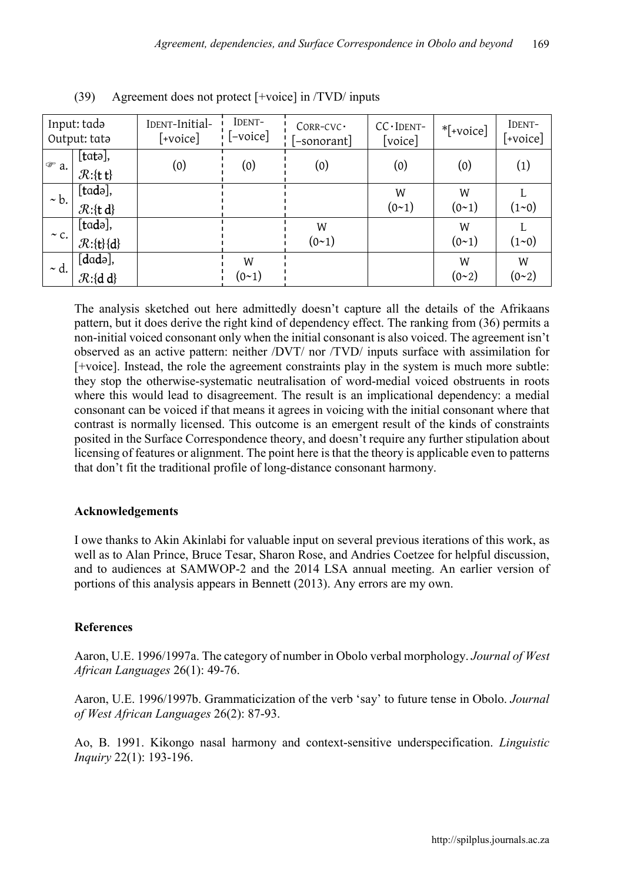(39) Agreement does not protect [+voice] in /TVD/ inputs

| Input: tadə<br>Output: tatə | | IDENT-Initial-[+voice] | IDENT-[−voice] | CORR-CVC·[−sonorant] | CC·IDENT-[voice] | *[+voice] | IDENT-[+voice] |
|---|---|---|---|---|---|---|---|
| ☞ a. | [tatə], ℛ:{t t} | (0) | (0) | (0) | (0) | (0) | (1) |
| ~ b. | [tadə], ℛ:{t d} | | | | W (0~1) | W (0~1) | L (1~0) |
| ~ c. | [tadə], ℛ:{t}{d} | | | W (0~1) | | W (0~1) | L (1~0) |
| ~ d. | [dadə], ℛ:{d d} | | W (0~1) | | | W (0~2) | W (0~2) |

The analysis sketched out here admittedly doesn't capture all the details of the Afrikaans pattern, but it does derive the right kind of dependency effect. The ranking from (36) permits a non-initial voiced consonant only when the initial consonant is also voiced. The agreement isn't observed as an active pattern: neither /DVT/ nor /TVD/ inputs surface with assimilation for [+voice]. Instead, the role the agreement constraints play in the system is much more subtle: they stop the otherwise-systematic neutralisation of word-medial voiced obstruents in roots where this would lead to disagreement. The result is an implicational dependency: a medial consonant can be voiced if that means it agrees in voicing with the initial consonant where that contrast is normally licensed. This outcome is an emergent result of the kinds of constraints posited in the Surface Correspondence theory, and doesn't require any further stipulation about licensing of features or alignment. The point here is that the theory is applicable even to patterns that don't fit the traditional profile of long-distance consonant harmony.

### Acknowledgements

I owe thanks to Akin Akinlabi for valuable input on several previous iterations of this work, as well as to Alan Prince, Bruce Tesar, Sharon Rose, and Andries Coetzee for helpful discussion, and to audiences at SAMWOP-2 and the 2014 LSA annual meeting. An earlier version of portions of this analysis appears in Bennett (2013). Any errors are my own.

### References

Aaron, U.E. 1996/1997a. The category of number in Obolo verbal morphology. *Journal of West African Languages* 26(1): 49-76.

Aaron, U.E. 1996/1997b. Grammaticization of the verb 'say' to future tense in Obolo. *Journal of West African Languages* 26(2): 87-93.

Ao, B. 1991. Kikongo nasal harmony and context-sensitive underspecification. *Linguistic Inquiry* 22(1): 193-196.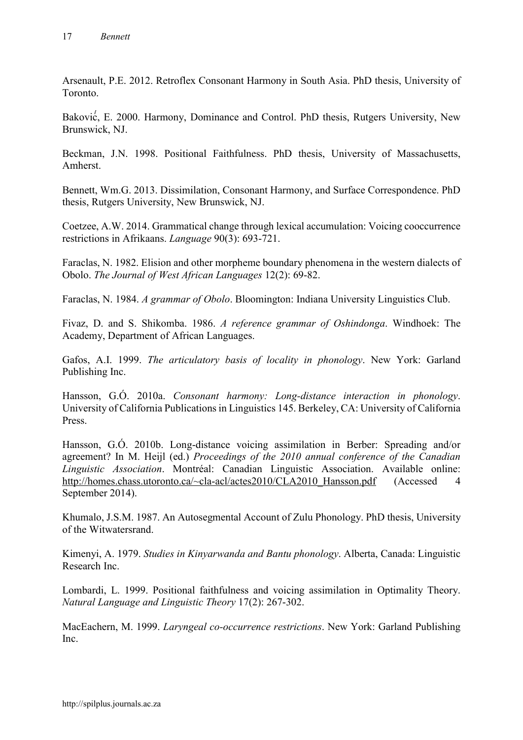Arsenault, P.E. 2012. Retroflex Consonant Harmony in South Asia. PhD thesis, University of Toronto.

Baković, E. 2000. Harmony, Dominance and Control. PhD thesis, Rutgers University, New Brunswick, NJ.

Beckman, J.N. 1998. Positional Faithfulness. PhD thesis, University of Massachusetts, Amherst.

Bennett, Wm.G. 2013. Dissimilation, Consonant Harmony, and Surface Correspondence. PhD thesis, Rutgers University, New Brunswick, NJ.

Coetzee, A.W. 2014. Grammatical change through lexical accumulation: Voicing cooccurrence restrictions in Afrikaans. *Language* 90(3): 693-721.

Faraclas, N. 1982. Elision and other morpheme boundary phenomena in the western dialects of Obolo. *The Journal of West African Languages* 12(2): 69-82.

Faraclas, N. 1984. *A grammar of Obolo*. Bloomington: Indiana University Linguistics Club.

Fivaz, D. and S. Shikomba. 1986. *A reference grammar of Oshindonga*. Windhoek: The Academy, Department of African Languages.

Gafos, A.I. 1999. *The articulatory basis of locality in phonology*. New York: Garland Publishing Inc.

Hansson, G.Ó. 2010a. *Consonant harmony: Long-distance interaction in phonology*. University of California Publications in Linguistics 145. Berkeley, CA: University of California Press.

Hansson, G.Ó. 2010b. Long-distance voicing assimilation in Berber: Spreading and/or agreement? In M. Heijl (ed.) *Proceedings of the 2010 annual conference of the Canadian Linguistic Association*. Montréal: Canadian Linguistic Association. Available online: http://homes.chass.utoronto.ca/~cla-acl/actes2010/CLA2010_Hansson.pdf (Accessed 4 September 2014).

Khumalo, J.S.M. 1987. An Autosegmental Account of Zulu Phonology. PhD thesis, University of the Witwatersrand.

Kimenyi, A. 1979. *Studies in Kinyarwanda and Bantu phonology*. Alberta, Canada: Linguistic Research Inc.

Lombardi, L. 1999. Positional faithfulness and voicing assimilation in Optimality Theory. *Natural Language and Linguistic Theory* 17(2): 267-302.

MacEachern, M. 1999. *Laryngeal co-occurrence restrictions*. New York: Garland Publishing Inc.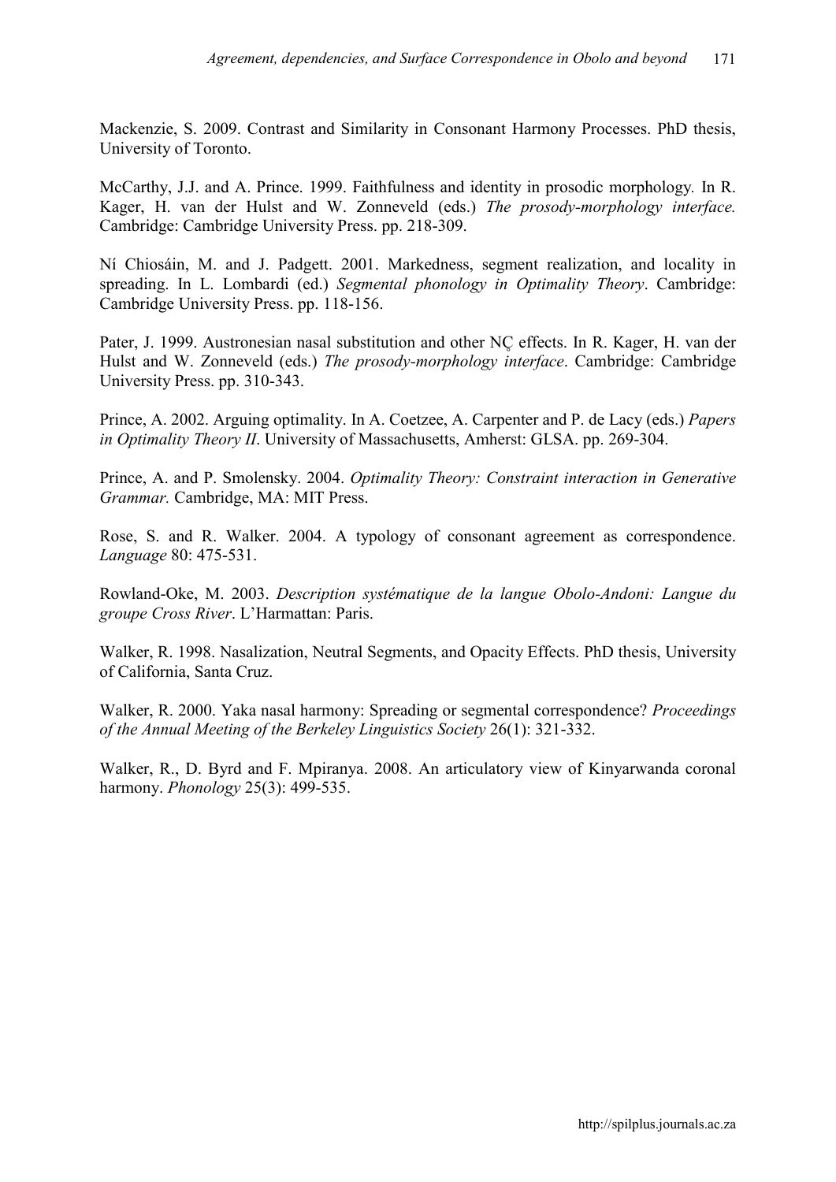Mackenzie, S. 2009. Contrast and Similarity in Consonant Harmony Processes. PhD thesis, University of Toronto.

McCarthy, J.J. and A. Prince. 1999. Faithfulness and identity in prosodic morphology. In R. Kager, H. van der Hulst and W. Zonneveld (eds.) *The prosody-morphology interface.* Cambridge: Cambridge University Press. pp. 218-309.

Ní Chiosáin, M. and J. Padgett. 2001. Markedness, segment realization, and locality in spreading. In L. Lombardi (ed.) *Segmental phonology in Optimality Theory*. Cambridge: Cambridge University Press. pp. 118-156.

Pater, J. 1999. Austronesian nasal substitution and other NC̥ effects. In R. Kager, H. van der Hulst and W. Zonneveld (eds.) *The prosody-morphology interface*. Cambridge: Cambridge University Press. pp. 310-343.

Prince, A. 2002. Arguing optimality. In A. Coetzee, A. Carpenter and P. de Lacy (eds.) *Papers in Optimality Theory II*. University of Massachusetts, Amherst: GLSA. pp. 269-304.

Prince, A. and P. Smolensky. 2004. *Optimality Theory: Constraint interaction in Generative Grammar.* Cambridge, MA: MIT Press.

Rose, S. and R. Walker. 2004. A typology of consonant agreement as correspondence. *Language* 80: 475-531.

Rowland-Oke, M. 2003. *Description systématique de la langue Obolo-Andoni: Langue du groupe Cross River*. L'Harmattan: Paris.

Walker, R. 1998. Nasalization, Neutral Segments, and Opacity Effects. PhD thesis, University of California, Santa Cruz.

Walker, R. 2000. Yaka nasal harmony: Spreading or segmental correspondence? *Proceedings of the Annual Meeting of the Berkeley Linguistics Society* 26(1): 321-332.

Walker, R., D. Byrd and F. Mpiranya. 2008. An articulatory view of Kinyarwanda coronal harmony. *Phonology* 25(3): 499-535.